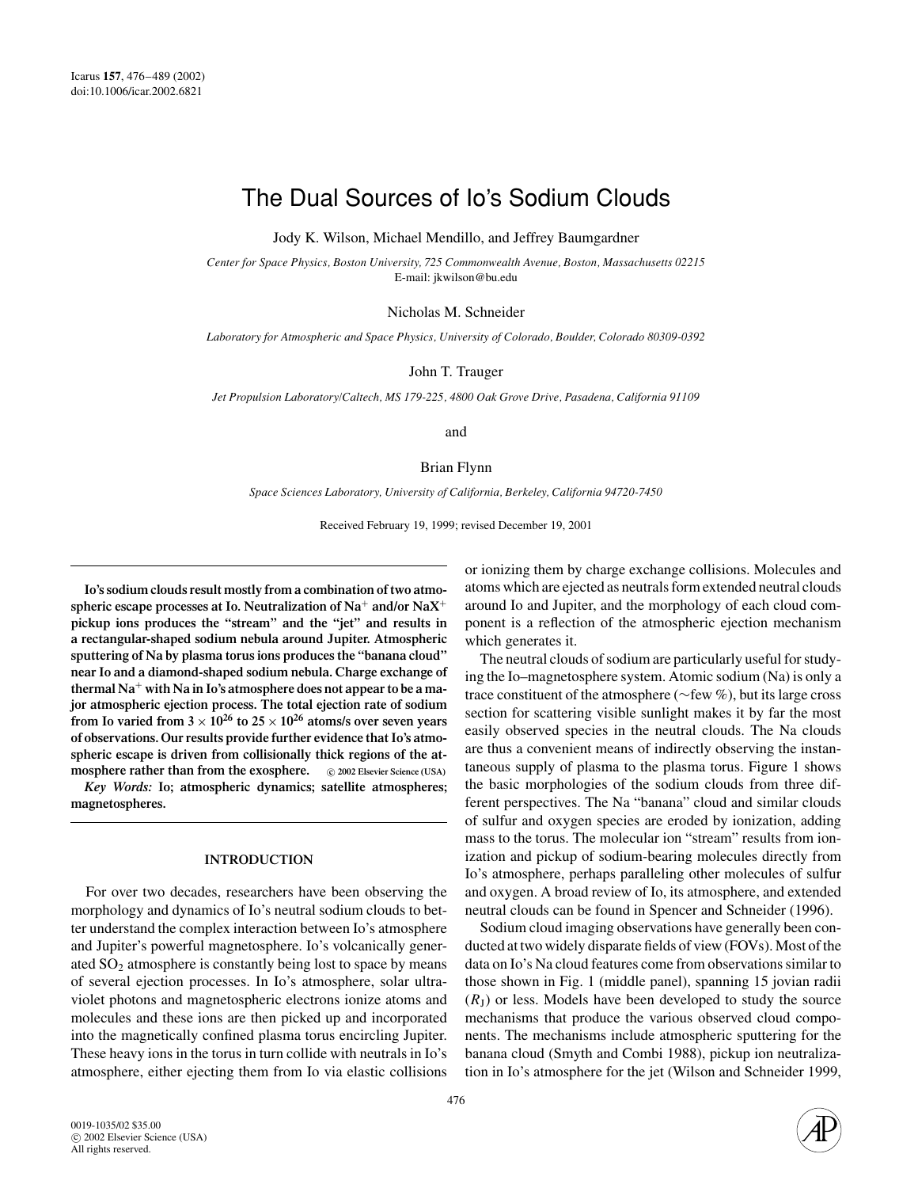# The Dual Sources of Io's Sodium Clouds

Jody K. Wilson, Michael Mendillo, and Jeffrey Baumgardner

*Center for Space Physics, Boston University, 725 Commonwealth Avenue, Boston, Massachusetts 02215*
E-mail: jkwilson@bu.edu

Nicholas M. Schneider

*Laboratory for Atmospheric and Space Physics, University of Colorado, Boulder, Colorado 80309-0392*

John T. Trauger

*Jet Propulsion Laboratory/Caltech, MS 179-225, 4800 Oak Grove Drive, Pasadena, California 91109*

and

Brian Flynn

*Space Sciences Laboratory, University of California, Berkeley, California 94720-7450*

Received February 19, 1999; revised December 19, 2001

**Io's sodium clouds result mostly from a combination of two atmospheric escape processes at Io. Neutralization of $Na^+$ and/or $NaX^+$ pickup ions produces the "stream" and the "jet" and results in a rectangular-shaped sodium nebula around Jupiter. Atmospheric sputtering of Na by plasma torus ions produces the "banana cloud" near Io and a diamond-shaped sodium nebula. Charge exchange of thermal $Na^+$ with Na in Io's atmosphere does not appear to be a major atmospheric ejection process. The total ejection rate of sodium from Io varied from $3 \times 10^{26}$ to $25 \times 10^{26}$ atoms/s over seven years of observations. Our results provide further evidence that Io's atmospheric escape is driven from collisionally thick regions of the atmosphere rather than from the exosphere.** © 2002 Elsevier Science (USA)

***Key Words:*** **Io; atmospheric dynamics; satellite atmospheres; magnetospheres.**

## INTRODUCTION

For over two decades, researchers have been observing the morphology and dynamics of Io's neutral sodium clouds to better understand the complex interaction between Io's atmosphere and Jupiter's powerful magnetosphere. Io's volcanically generated $SO_2$ atmosphere is constantly being lost to space by means of several ejection processes. In Io's atmosphere, solar ultraviolet photons and magnetospheric electrons ionize atoms and molecules and these ions are then picked up and incorporated into the magnetically confined plasma torus encircling Jupiter. These heavy ions in the torus in turn collide with neutrals in Io's atmosphere, either ejecting them from Io via elastic collisions or ionizing them by charge exchange collisions. Molecules and atoms which are ejected as neutrals form extended neutral clouds around Io and Jupiter, and the morphology of each cloud component is a reflection of the atmospheric ejection mechanism which generates it.

The neutral clouds of sodium are particularly useful for studying the Io–magnetosphere system. Atomic sodium (Na) is only a trace constituent of the atmosphere (~few %), but its large cross section for scattering visible sunlight makes it by far the most easily observed species in the neutral clouds. The Na clouds are thus a convenient means of indirectly observing the instantaneous supply of plasma to the plasma torus. Figure 1 shows the basic morphologies of the sodium clouds from three different perspectives. The Na "banana" cloud and similar clouds of sulfur and oxygen species are eroded by ionization, adding mass to the torus. The molecular ion "stream" results from ionization and pickup of sodium-bearing molecules directly from Io's atmosphere, perhaps paralleling other molecules of sulfur and oxygen. A broad review of Io, its atmosphere, and extended neutral clouds can be found in Spencer and Schneider (1996).

Sodium cloud imaging observations have generally been conducted at two widely disparate fields of view (FOVs). Most of the data on Io's Na cloud features come from observations similar to those shown in Fig. 1 (middle panel), spanning 15 jovian radii ($R_J$) or less. Models have been developed to study the source mechanisms that produce the various observed cloud components. The mechanisms include atmospheric sputtering for the banana cloud (Smyth and Combi 1988), pickup ion neutralization in Io's atmosphere for the jet (Wilson and Schneider 1999,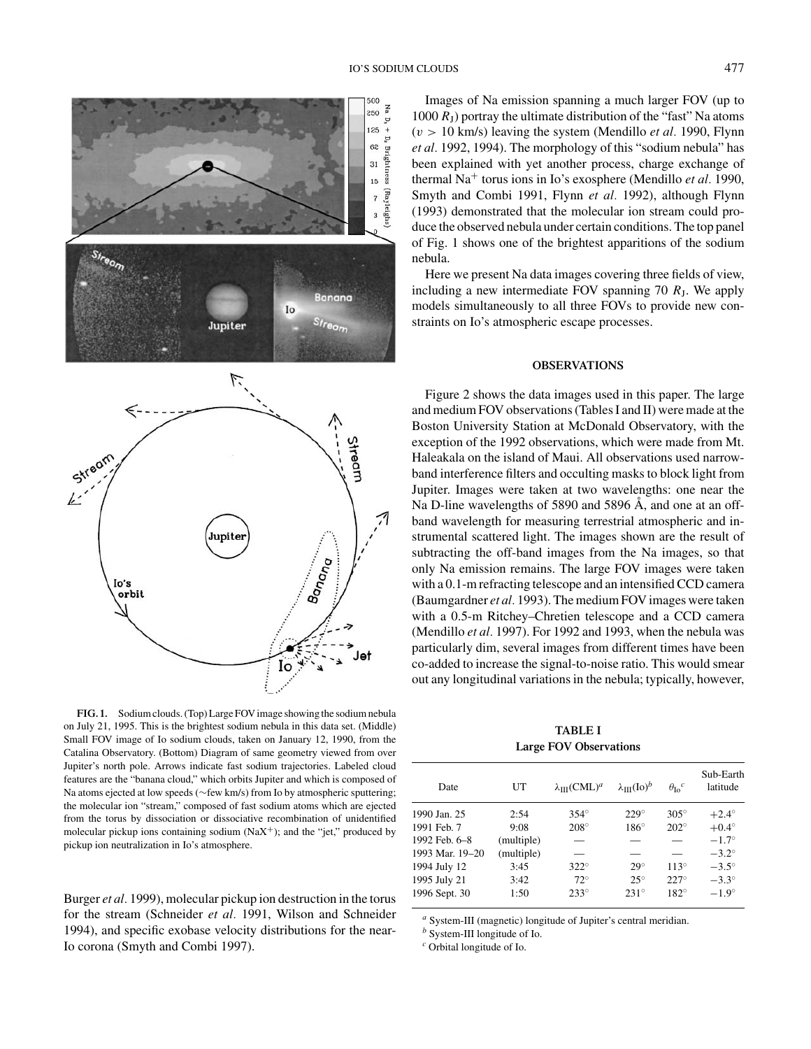FIG. 1. Sodium clouds. (Top) Large FOV image showing the sodium nebula on July 21, 1995. This is the brightest sodium nebula in this data set. (Middle) Small FOV image of Io sodium clouds, taken on January 12, 1990, from the Catalina Observatory. (Bottom) Diagram of same geometry viewed from over Jupiter's north pole. Arrows indicate fast sodium trajectories. Labeled cloud features are the "banana cloud," which orbits Jupiter and which is composed of Na atoms ejected at low speeds (∼few km/s) from Io by atmospheric sputtering; the molecular ion "stream," composed of fast sodium atoms which are ejected from the torus by dissociation or dissociative recombination of unidentified molecular pickup ions containing sodium ($NaX^+$); and the "jet," produced by pickup ion neutralization in Io's atmosphere.

Burger *et al*. 1999), molecular pickup ion destruction in the torus for the stream (Schneider *et al*. 1991, Wilson and Schneider 1994), and specific exobase velocity distributions for the near-Io corona (Smyth and Combi 1997).

Images of Na emission spanning a much larger FOV (up to 1000 $R_J$) portray the ultimate distribution of the "fast" Na atoms ($v > 10$ km/s) leaving the system (Mendillo *et al*. 1990, Flynn *et al*. 1992, 1994). The morphology of this "sodium nebula" has been explained with yet another process, charge exchange of thermal $Na^+$ torus ions in Io's exosphere (Mendillo *et al*. 1990, Smyth and Combi 1991, Flynn *et al*. 1992), although Flynn (1993) demonstrated that the molecular ion stream could produce the observed nebula under certain conditions. The top panel of Fig. 1 shows one of the brightest apparitions of the sodium nebula.

Here we present Na data images covering three fields of view, including a new intermediate FOV spanning 70 $R_J$. We apply models simultaneously to all three FOVs to provide new constraints on Io's atmospheric escape processes.

## OBSERVATIONS

Figure 2 shows the data images used in this paper. The large and medium FOV observations (Tables I and II) were made at the Boston University Station at McDonald Observatory, with the exception of the 1992 observations, which were made from Mt. Haleakala on the island of Maui. All observations used narrowband interference filters and occulting masks to block light from Jupiter. Images were taken at two wavelengths: one near the Na D-line wavelengths of 5890 and 5896 Å, and one at an off-band wavelength for measuring terrestrial atmospheric and instrumental scattered light. The images shown are the result of subtracting the off-band images from the Na images, so that only Na emission remains. The large FOV images were taken with a 0.1-m refracting telescope and an intensified CCD camera (Baumgardner *et al*. 1993). The medium FOV images were taken with a 0.5-m Ritchey–Chretien telescope and a CCD camera (Mendillo *et al*. 1997). For 1992 and 1993, when the nebula was particularly dim, several images from different times have been co-added to increase the signal-to-noise ratio. This would smear out any longitudinal variations in the nebula; typically, however,

**TABLE I**
**Large FOV Observations**

| Date | UT | $\lambda_{III}$(CML)[a] | $\lambda_{III}$(Io)[b] | $\theta_{Io}$[c] | Sub-Earth latitude |
|---|---|---|---|---|---|
| 1990 Jan. 25 | 2:54 | 354° | 229° | 305° | +2.4° |
| 1991 Feb. 7 | 9:08 | 208° | 186° | 202° | +0.4° |
| 1992 Feb. 6–8 | (multiple) | — | — | — | −1.7° |
| 1993 Mar. 19–20 | (multiple) | — | — | — | −3.2° |
| 1994 July 12 | 3:45 | 322° | 29° | 113° | −3.5° |
| 1995 July 21 | 3:42 | 72° | 25° | 227° | −3.3° |
| 1996 Sept. 30 | 1:50 | 233° | 231° | 182° | −1.9° |

[a] System-III (magnetic) longitude of Jupiter's central meridian.
[b] System-III longitude of Io.
[c] Orbital longitude of Io.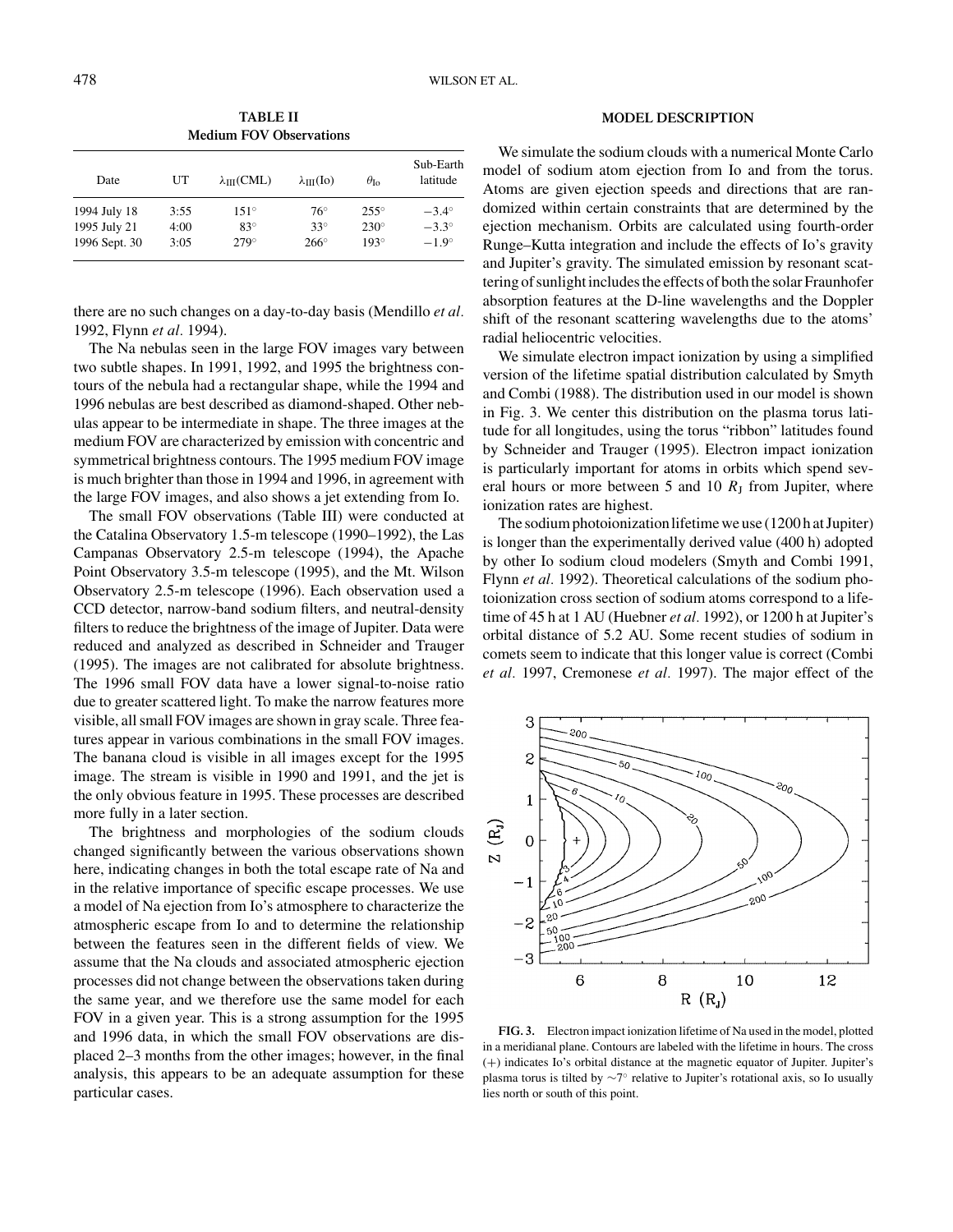**TABLE II**
**Medium FOV Observations**

| Date | UT | $\lambda_{III}$(CML) | $\lambda_{III}$(Io) | $\theta_{Io}$ | Sub-Earth latitude |
|---|---|---|---|---|---|
| 1994 July 18 | 3:55 | 151° | 76° | 255° | −3.4° |
| 1995 July 21 | 4:00 | 83° | 33° | 230° | −3.3° |
| 1996 Sept. 30 | 3:05 | 279° | 266° | 193° | −1.9° |

there are no such changes on a day-to-day basis (Mendillo *et al.* 1992, Flynn *et al.* 1994).

The Na nebulas seen in the large FOV images vary between two subtle shapes. In 1991, 1992, and 1995 the brightness contours of the nebula had a rectangular shape, while the 1994 and 1996 nebulas are best described as diamond-shaped. Other nebulas appear to be intermediate in shape. The three images at the medium FOV are characterized by emission with concentric and symmetrical brightness contours. The 1995 medium FOV image is much brighter than those in 1994 and 1996, in agreement with the large FOV images, and also shows a jet extending from Io.

The small FOV observations (Table III) were conducted at the Catalina Observatory 1.5-m telescope (1990–1992), the Las Campanas Observatory 2.5-m telescope (1994), the Apache Point Observatory 3.5-m telescope (1995), and the Mt. Wilson Observatory 2.5-m telescope (1996). Each observation used a CCD detector, narrow-band sodium filters, and neutral-density filters to reduce the brightness of the image of Jupiter. Data were reduced and analyzed as described in Schneider and Trauger (1995). The images are not calibrated for absolute brightness. The 1996 small FOV data have a lower signal-to-noise ratio due to greater scattered light. To make the narrow features more visible, all small FOV images are shown in gray scale. Three features appear in various combinations in the small FOV images. The banana cloud is visible in all images except for the 1995 image. The stream is visible in 1990 and 1991, and the jet is the only obvious feature in 1995. These processes are described more fully in a later section.

The brightness and morphologies of the sodium clouds changed significantly between the various observations shown here, indicating changes in both the total escape rate of Na and in the relative importance of specific escape processes. We use a model of Na ejection from Io's atmosphere to characterize the atmospheric escape from Io and to determine the relationship between the features seen in the different fields of view. We assume that the Na clouds and associated atmospheric ejection processes did not change between the observations taken during the same year, and we therefore use the same model for each FOV in a given year. This is a strong assumption for the 1995 and 1996 data, in which the small FOV observations are displaced 2–3 months from the other images; however, in the final analysis, this appears to be an adequate assumption for these particular cases.

## MODEL DESCRIPTION

We simulate the sodium clouds with a numerical Monte Carlo model of sodium atom ejection from Io and from the torus. Atoms are given ejection speeds and directions that are randomized within certain constraints that are determined by the ejection mechanism. Orbits are calculated using fourth-order Runge–Kutta integration and include the effects of Io's gravity and Jupiter's gravity. The simulated emission by resonant scattering of sunlight includes the effects of both the solar Fraunhofer absorption features at the D-line wavelengths and the Doppler shift of the resonant scattering wavelengths due to the atoms' radial heliocentric velocities.

We simulate electron impact ionization by using a simplified version of the lifetime spatial distribution calculated by Smyth and Combi (1988). The distribution used in our model is shown in Fig. 3. We center this distribution on the plasma torus latitude for all longitudes, using the torus "ribbon" latitudes found by Schneider and Trauger (1995). Electron impact ionization is particularly important for atoms in orbits which spend several hours or more between 5 and 10 $R_J$ from Jupiter, where ionization rates are highest.

The sodium photoionization lifetime we use (1200 h at Jupiter) is longer than the experimentally derived value (400 h) adopted by other Io sodium cloud modelers (Smyth and Combi 1991, Flynn *et al.* 1992). Theoretical calculations of the sodium photoionization cross section of sodium atoms correspond to a lifetime of 45 h at 1 AU (Huebner *et al.* 1992), or 1200 h at Jupiter's orbital distance of 5.2 AU. Some recent studies of sodium in comets seem to indicate that this longer value is correct (Combi *et al.* 1997, Cremonese *et al.* 1997). The major effect of the

**FIG. 3.** Electron impact ionization lifetime of Na used in the model, plotted in a meridianal plane. Contours are labeled with the lifetime in hours. The cross (+) indicates Io's orbital distance at the magnetic equator of Jupiter. Jupiter's plasma torus is tilted by ∼7° relative to Jupiter's rotational axis, so Io usually lies north or south of this point.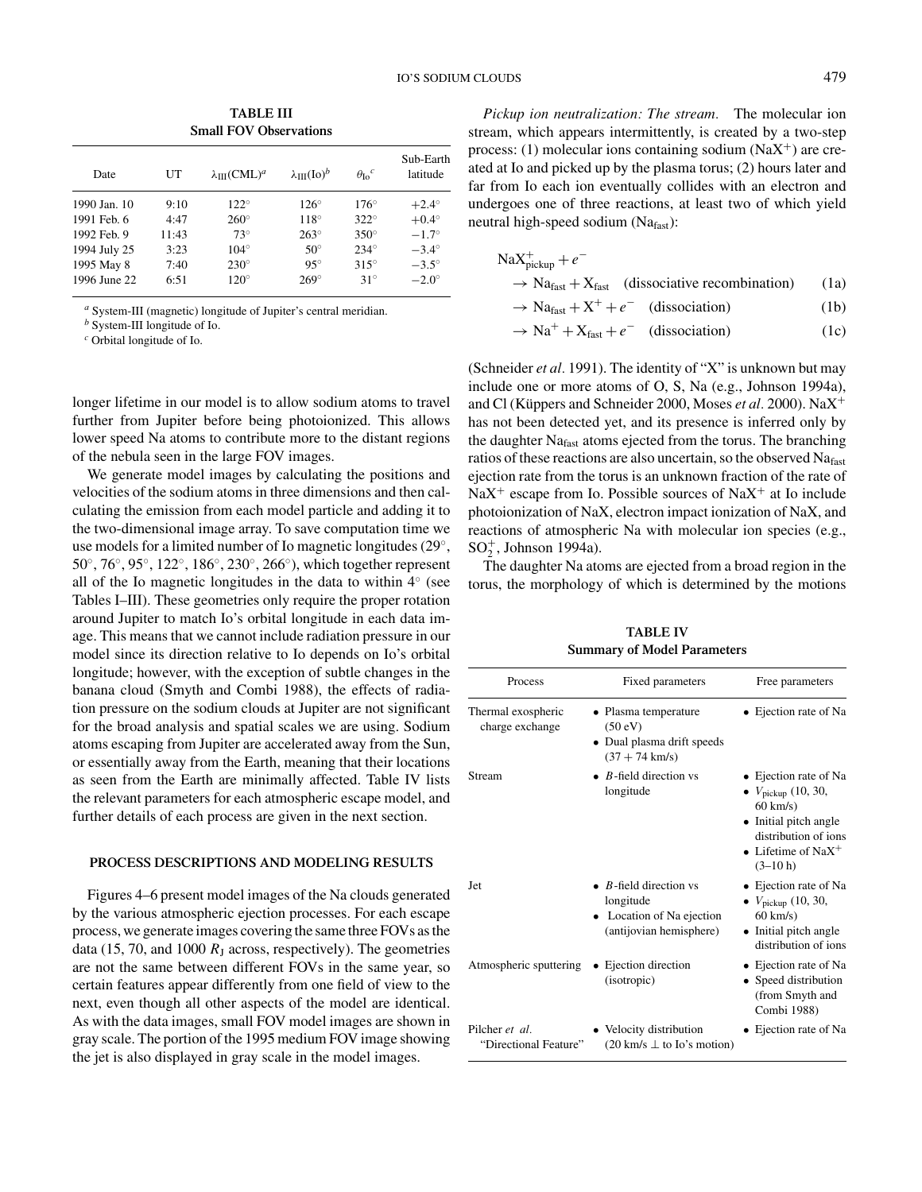**TABLE III**
**Small FOV Observations**

| Date | UT | $\lambda_{III}$(CML)[a] | $\lambda_{III}$(Io)[b] | $\theta_{Io}$[c] | Sub-Earth latitude |
|---|---|---|---|---|---|
| 1990 Jan. 10 | 9:10 | 122° | 126° | 176° | +2.4° |
| 1991 Feb. 6 | 4:47 | 260° | 118° | 322° | +0.4° |
| 1992 Feb. 9 | 11:43 | 73° | 263° | 350° | −1.7° |
| 1994 July 25 | 3:23 | 104° | 50° | 234° | −3.4° |
| 1995 May 8 | 7:40 | 230° | 95° | 315° | −3.5° |
| 1996 June 22 | 6:51 | 120° | 269° | 31° | −2.0° |

[a] System-III (magnetic) longitude of Jupiter's central meridian.
[b] System-III longitude of Io.
[c] Orbital longitude of Io.

longer lifetime in our model is to allow sodium atoms to travel further from Jupiter before being photoionized. This allows lower speed Na atoms to contribute more to the distant regions of the nebula seen in the large FOV images.

We generate model images by calculating the positions and velocities of the sodium atoms in three dimensions and then calculating the emission from each model particle and adding it to the two-dimensional image array. To save computation time we use models for a limited number of Io magnetic longitudes (29°, 50°, 76°, 95°, 122°, 186°, 230°, 266°), which together represent all of the Io magnetic longitudes in the data to within 4° (see Tables I–III). These geometries only require the proper rotation around Jupiter to match Io's orbital longitude in each data image. This means that we cannot include radiation pressure in our model since its direction relative to Io depends on Io's orbital longitude; however, with the exception of subtle changes in the banana cloud (Smyth and Combi 1988), the effects of radiation pressure on the sodium clouds at Jupiter are not significant for the broad analysis and spatial scales we are using. Sodium atoms escaping from Jupiter are accelerated away from the Sun, or essentially away from the Earth, meaning that their locations as seen from the Earth are minimally affected. Table IV lists the relevant parameters for each atmospheric escape model, and further details of each process are given in the next section.

## PROCESS DESCRIPTIONS AND MODELING RESULTS

Figures 4–6 present model images of the Na clouds generated by the various atmospheric ejection processes. For each escape process, we generate images covering the same three FOVs as the data (15, 70, and 1000 $R_J$ across, respectively). The geometries are not the same between different FOVs in the same year, so certain features appear differently from one field of view to the next, even though all other aspects of the model are identical. As with the data images, small FOV model images are shown in gray scale. The portion of the 1995 medium FOV image showing the jet is also displayed in gray scale in the model images.

*Pickup ion neutralization: The stream.* The molecular ion stream, which appears intermittently, is created by a two-step process: (1) molecular ions containing sodium ($NaX^+$) are created at Io and picked up by the plasma torus; (2) hours later and far from Io each ion eventually collides with an electron and undergoes one of three reactions, at least two of which yield neutral high-speed sodium ($Na_{fast}$):

$$NaX^+_{pickup} + e^-$$

$$\rightarrow Na_{fast} + X_{fast} \quad \text{(dissociative recombination)} \qquad (1a)$$

$$\rightarrow Na_{fast} + X^+ + e^- \quad \text{(dissociation)} \qquad (1b)$$

$$\rightarrow Na^+ + X_{fast} + e^- \quad \text{(dissociation)} \qquad (1c)$$

(Schneider *et al.* 1991). The identity of "X" is unknown but may include one or more atoms of O, S, Na (e.g., Johnson 1994a), and Cl (Küppers and Schneider 2000, Moses *et al.* 2000). $NaX^+$ has not been detected yet, and its presence is inferred only by the daughter $Na_{fast}$ atoms ejected from the torus. The branching ratios of these reactions are also uncertain, so the observed $Na_{fast}$ ejection rate from the torus is an unknown fraction of the rate of $NaX^+$ escape from Io. Possible sources of $NaX^+$ at Io include photoionization of NaX, electron impact ionization of NaX, and reactions of atmospheric Na with molecular ion species (e.g., $SO_2^+$, Johnson 1994a).

The daughter Na atoms are ejected from a broad region in the torus, the morphology of which is determined by the motions

**TABLE IV**
**Summary of Model Parameters**

| Process | Fixed parameters | Free parameters |
|---|---|---|
| Thermal exospheric charge exchange | • Plasma temperature (50 eV)<br>• Dual plasma drift speeds (37 + 74 km/s) | • Ejection rate of Na |
| Stream | • *B*-field direction vs longitude | • Ejection rate of Na<br>• $V_{pickup}$ (10, 30, 60 km/s)<br>• Initial pitch angle distribution of ions<br>• Lifetime of $NaX^+$ (3–10 h) |
| Jet | • *B*-field direction vs longitude<br>• Location of Na ejection (antijovian hemisphere) | • Ejection rate of Na<br>• $V_{pickup}$ (10, 30, 60 km/s)<br>• Initial pitch angle distribution of ions |
| Atmospheric sputtering | • Ejection direction (isotropic) | • Ejection rate of Na<br>• Speed distribution (from Smyth and Combi 1988) |
| Pilcher *et al.* "Directional Feature" | • Velocity distribution (20 km/s ⊥ to Io's motion) | • Ejection rate of Na |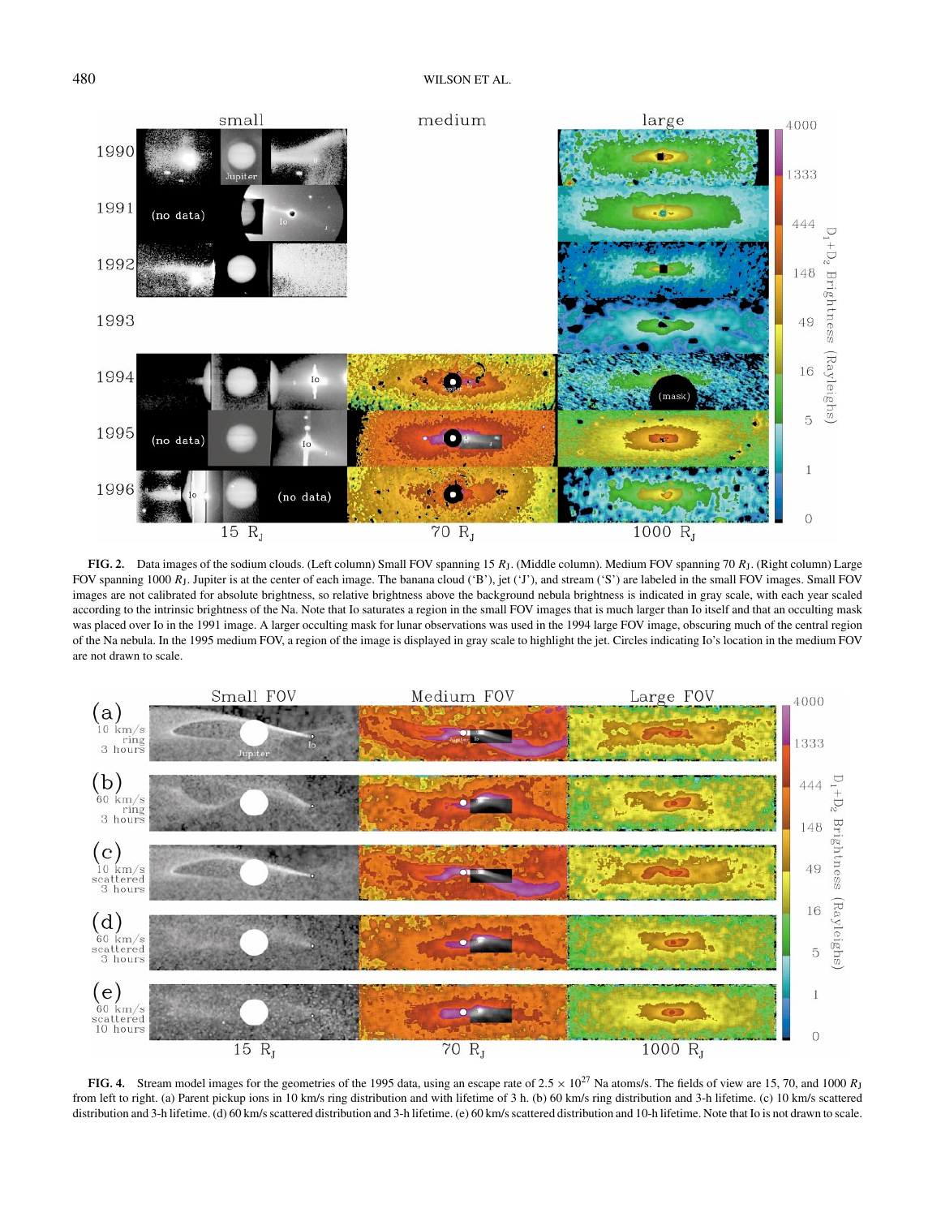FIG. 2. Data images of the sodium clouds. (Left column) Small FOV spanning 15 $R_J$. (Middle column). Medium FOV spanning 70 $R_J$. (Right column) Large FOV spanning 1000 $R_J$. Jupiter is at the center of each image. The banana cloud ('B'), jet ('J'), and stream ('S') are labeled in the small FOV images. Small FOV images are not calibrated for absolute brightness, so relative brightness above the background nebula brightness is indicated in gray scale, with each year scaled according to the intrinsic brightness of the Na. Note that Io saturates a region in the small FOV images that is much larger than Io itself and that an occulting mask was placed over Io in the 1991 image. A larger occulting mask for lunar observations was used in the 1994 large FOV image, obscuring much of the central region of the Na nebula. In the 1995 medium FOV, a region of the image is displayed in gray scale to highlight the jet. Circles indicating Io's location in the medium FOV are not drawn to scale.

FIG. 4. Stream model images for the geometries of the 1995 data, using an escape rate of $2.5 \times 10^{27}$ Na atoms/s. The fields of view are 15, 70, and 1000 $R_J$ from left to right. (a) Parent pickup ions in 10 km/s ring distribution and with lifetime of 3 h. (b) 60 km/s ring distribution and 3-h lifetime. (c) 10 km/s scattered distribution and 3-h lifetime. (d) 60 km/s scattered distribution and 3-h lifetime. (e) 60 km/s scattered distribution and 10-h lifetime. Note that Io is not drawn to scale.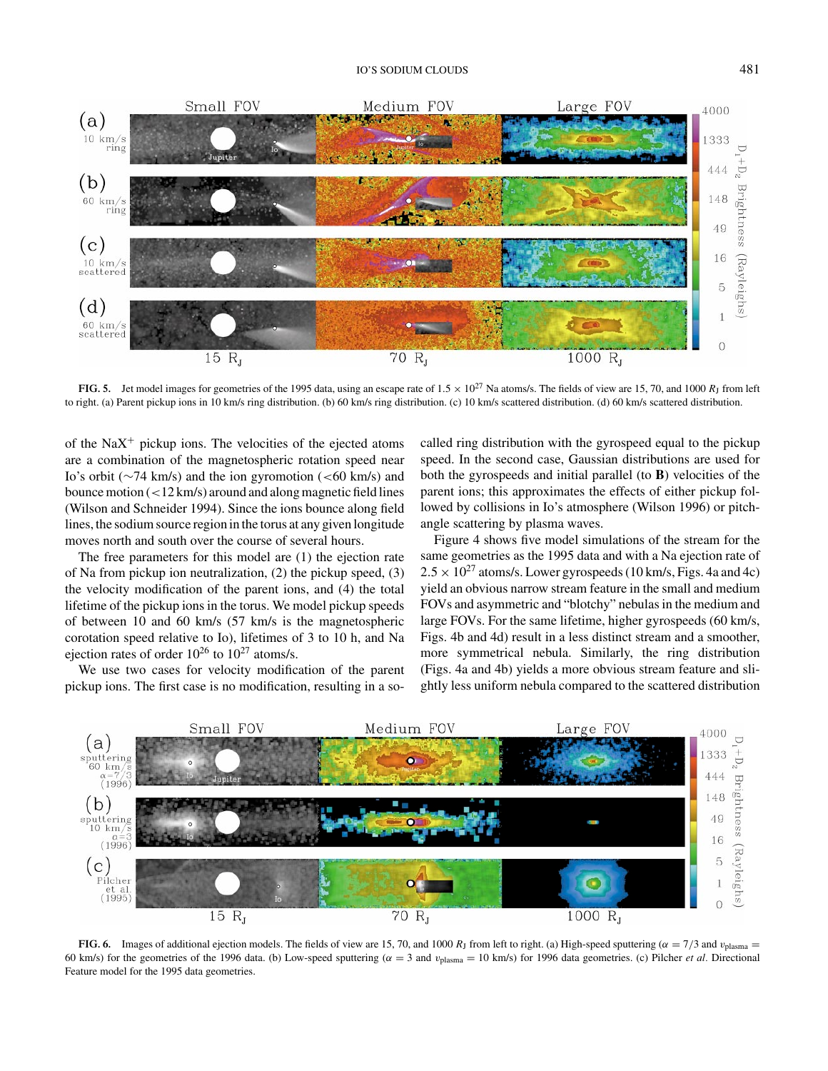**FIG. 5.** Jet model images for geometries of the 1995 data, using an escape rate of $1.5 \times 10^{27}$ Na atoms/s. The fields of view are 15, 70, and 1000 $R_J$ from left to right. (a) Parent pickup ions in 10 km/s ring distribution. (b) 60 km/s ring distribution. (c) 10 km/s scattered distribution. (d) 60 km/s scattered distribution.

of the $NaX^+$ pickup ions. The velocities of the ejected atoms are a combination of the magnetospheric rotation speed near Io's orbit (∼74 km/s) and the ion gyromotion (<60 km/s) and bounce motion (<12 km/s) around and along magnetic field lines (Wilson and Schneider 1994). Since the ions bounce along field lines, the sodium source region in the torus at any given longitude moves north and south over the course of several hours.

The free parameters for this model are (1) the ejection rate of Na from pickup ion neutralization, (2) the pickup speed, (3) the velocity modification of the parent ions, and (4) the total lifetime of the pickup ions in the torus. We model pickup speeds of between 10 and 60 km/s (57 km/s is the magnetospheric corotation speed relative to Io), lifetimes of 3 to 10 h, and Na ejection rates of order $10^{26}$ to $10^{27}$ atoms/s.

We use two cases for velocity modification of the parent pickup ions. The first case is no modification, resulting in a so-called ring distribution with the gyrospeed equal to the pickup speed. In the second case, Gaussian distributions are used for both the gyrospeeds and initial parallel (to **B**) velocities of the parent ions; this approximates the effects of either pickup followed by collisions in Io's atmosphere (Wilson 1996) or pitch-angle scattering by plasma waves.

Figure 4 shows five model simulations of the stream for the same geometries as the 1995 data and with a Na ejection rate of $2.5 \times 10^{27}$ atoms/s. Lower gyrospeeds (10 km/s, Figs. 4a and 4c) yield an obvious narrow stream feature in the small and medium FOVs and asymmetric and "blotchy" nebulas in the medium and large FOVs. For the same lifetime, higher gyrospeeds (60 km/s, Figs. 4b and 4d) result in a less distinct stream and a smoother, more symmetrical nebula. Similarly, the ring distribution (Figs. 4a and 4b) yields a more obvious stream feature and slightly less uniform nebula compared to the scattered distribution

**FIG. 6.** Images of additional ejection models. The fields of view are 15, 70, and 1000 $R_J$ from left to right. (a) High-speed sputtering ($\alpha = 7/3$ and $v_{plasma} = 60$ km/s) for the geometries of the 1996 data. (b) Low-speed sputtering ($\alpha = 3$ and $v_{plasma} = 10$ km/s) for 1996 data geometries. (c) Pilcher *et al.* Directional Feature model for the 1995 data geometries.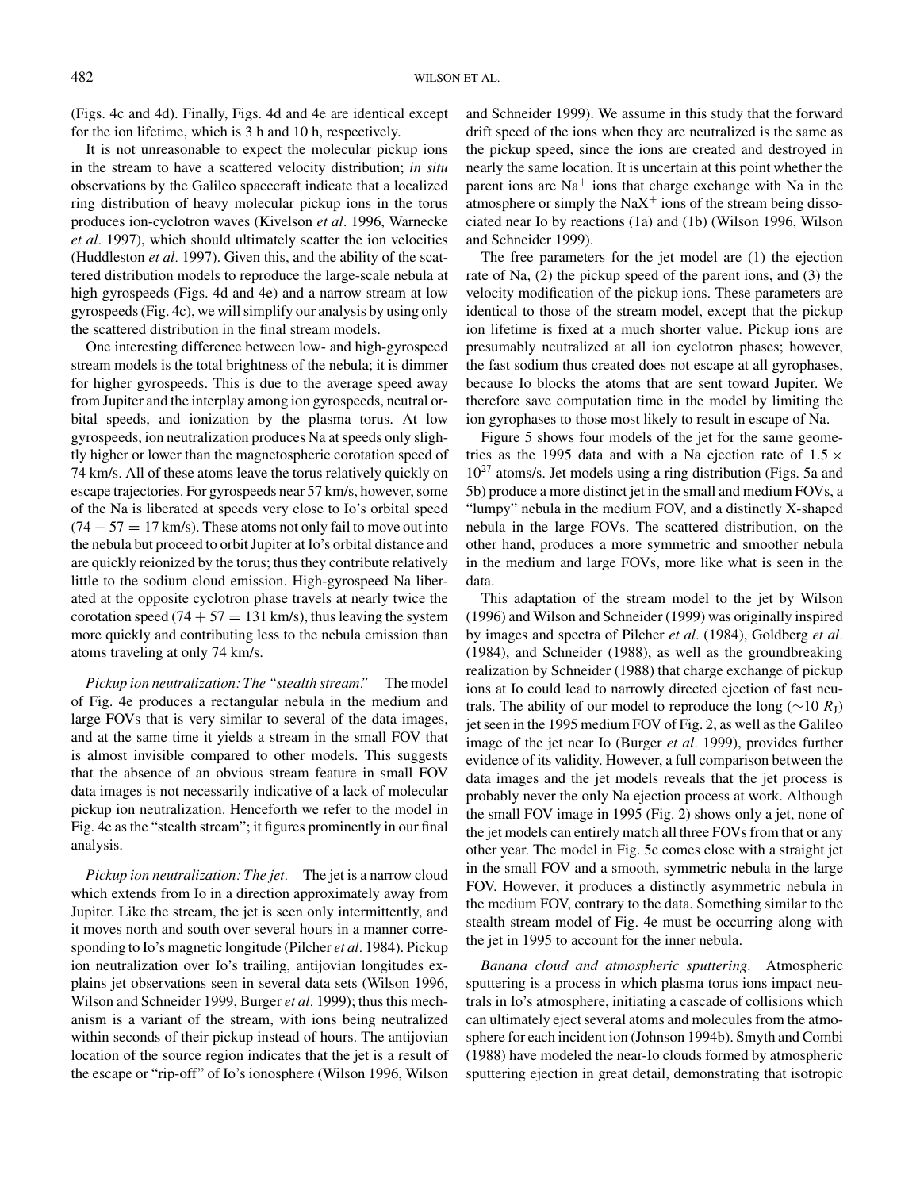(Figs. 4c and 4d). Finally, Figs. 4d and 4e are identical except for the ion lifetime, which is 3 h and 10 h, respectively.

It is not unreasonable to expect the molecular pickup ions in the stream to have a scattered velocity distribution; *in situ* observations by the Galileo spacecraft indicate that a localized ring distribution of heavy molecular pickup ions in the torus produces ion-cyclotron waves (Kivelson *et al.* 1996, Warnecke *et al.* 1997), which should ultimately scatter the ion velocities (Huddleston *et al.* 1997). Given this, and the ability of the scattered distribution models to reproduce the large-scale nebula at high gyrospeeds (Figs. 4d and 4e) and a narrow stream at low gyrospeeds (Fig. 4c), we will simplify our analysis by using only the scattered distribution in the final stream models.

One interesting difference between low- and high-gyrospeed stream models is the total brightness of the nebula; it is dimmer for higher gyrospeeds. This is due to the average speed away from Jupiter and the interplay among ion gyrospeeds, neutral orbital speeds, and ionization by the plasma torus. At low gyrospeeds, ion neutralization produces Na at speeds only slightly higher or lower than the magnetospheric corotation speed of 74 km/s. All of these atoms leave the torus relatively quickly on escape trajectories. For gyrospeeds near 57 km/s, however, some of the Na is liberated at speeds very close to Io's orbital speed ($74 - 57 = 17$ km/s). These atoms not only fail to move out into the nebula but proceed to orbit Jupiter at Io's orbital distance and are quickly reionized by the torus; thus they contribute relatively little to the sodium cloud emission. High-gyrospeed Na liberated at the opposite cyclotron phase travels at nearly twice the corotation speed ($74 + 57 = 131$ km/s), thus leaving the system more quickly and contributing less to the nebula emission than atoms traveling at only 74 km/s.

*Pickup ion neutralization: The "stealth stream."* The model of Fig. 4e produces a rectangular nebula in the medium and large FOVs that is very similar to several of the data images, and at the same time it yields a stream in the small FOV that is almost invisible compared to other models. This suggests that the absence of an obvious stream feature in small FOV data images is not necessarily indicative of a lack of molecular pickup ion neutralization. Henceforth we refer to the model in Fig. 4e as the "stealth stream"; it figures prominently in our final analysis.

*Pickup ion neutralization: The jet.* The jet is a narrow cloud which extends from Io in a direction approximately away from Jupiter. Like the stream, the jet is seen only intermittently, and it moves north and south over several hours in a manner corresponding to Io's magnetic longitude (Pilcher *et al.* 1984). Pickup ion neutralization over Io's trailing, antijovian longitudes explains jet observations seen in several data sets (Wilson 1996, Wilson and Schneider 1999, Burger *et al.* 1999); thus this mechanism is a variant of the stream, with ions being neutralized within seconds of their pickup instead of hours. The antijovian location of the source region indicates that the jet is a result of the escape or "rip-off" of Io's ionosphere (Wilson 1996, Wilson and Schneider 1999). We assume in this study that the forward drift speed of the ions when they are neutralized is the same as the pickup speed, since the ions are created and destroyed in nearly the same location. It is uncertain at this point whether the parent ions are $Na^+$ ions that charge exchange with Na in the atmosphere or simply the $NaX^+$ ions of the stream being dissociated near Io by reactions (1a) and (1b) (Wilson 1996, Wilson and Schneider 1999).

The free parameters for the jet model are (1) the ejection rate of Na, (2) the pickup speed of the parent ions, and (3) the velocity modification of the pickup ions. These parameters are identical to those of the stream model, except that the pickup ion lifetime is fixed at a much shorter value. Pickup ions are presumably neutralized at all ion cyclotron phases; however, the fast sodium thus created does not escape at all gyrophases, because Io blocks the atoms that are sent toward Jupiter. We therefore save computation time in the model by limiting the ion gyrophases to those most likely to result in escape of Na.

Figure 5 shows four models of the jet for the same geometries as the 1995 data and with a Na ejection rate of $1.5 \times 10^{27}$ atoms/s. Jet models using a ring distribution (Figs. 5a and 5b) produce a more distinct jet in the small and medium FOVs, a "lumpy" nebula in the medium FOV, and a distinctly X-shaped nebula in the large FOVs. The scattered distribution, on the other hand, produces a more symmetric and smoother nebula in the medium and large FOVs, more like what is seen in the data.

This adaptation of the stream model to the jet by Wilson (1996) and Wilson and Schneider (1999) was originally inspired by images and spectra of Pilcher *et al.* (1984), Goldberg *et al.* (1984), and Schneider (1988), as well as the groundbreaking realization by Schneider (1988) that charge exchange of pickup ions at Io could lead to narrowly directed ejection of fast neutrals. The ability of our model to reproduce the long ($\sim 10\ R_J$) jet seen in the 1995 medium FOV of Fig. 2, as well as the Galileo image of the jet near Io (Burger *et al.* 1999), provides further evidence of its validity. However, a full comparison between the data images and the jet models reveals that the jet process is probably never the only Na ejection process at work. Although the small FOV image in 1995 (Fig. 2) shows only a jet, none of the jet models can entirely match all three FOVs from that or any other year. The model in Fig. 5c comes close with a straight jet in the small FOV and a smooth, symmetric nebula in the large FOV. However, it produces a distinctly asymmetric nebula in the medium FOV, contrary to the data. Something similar to the stealth stream model of Fig. 4e must be occurring along with the jet in 1995 to account for the inner nebula.

*Banana cloud and atmospheric sputtering.* Atmospheric sputtering is a process in which plasma torus ions impact neutrals in Io's atmosphere, initiating a cascade of collisions which can ultimately eject several atoms and molecules from the atmosphere for each incident ion (Johnson 1994b). Smyth and Combi (1988) have modeled the near-Io clouds formed by atmospheric sputtering ejection in great detail, demonstrating that isotropic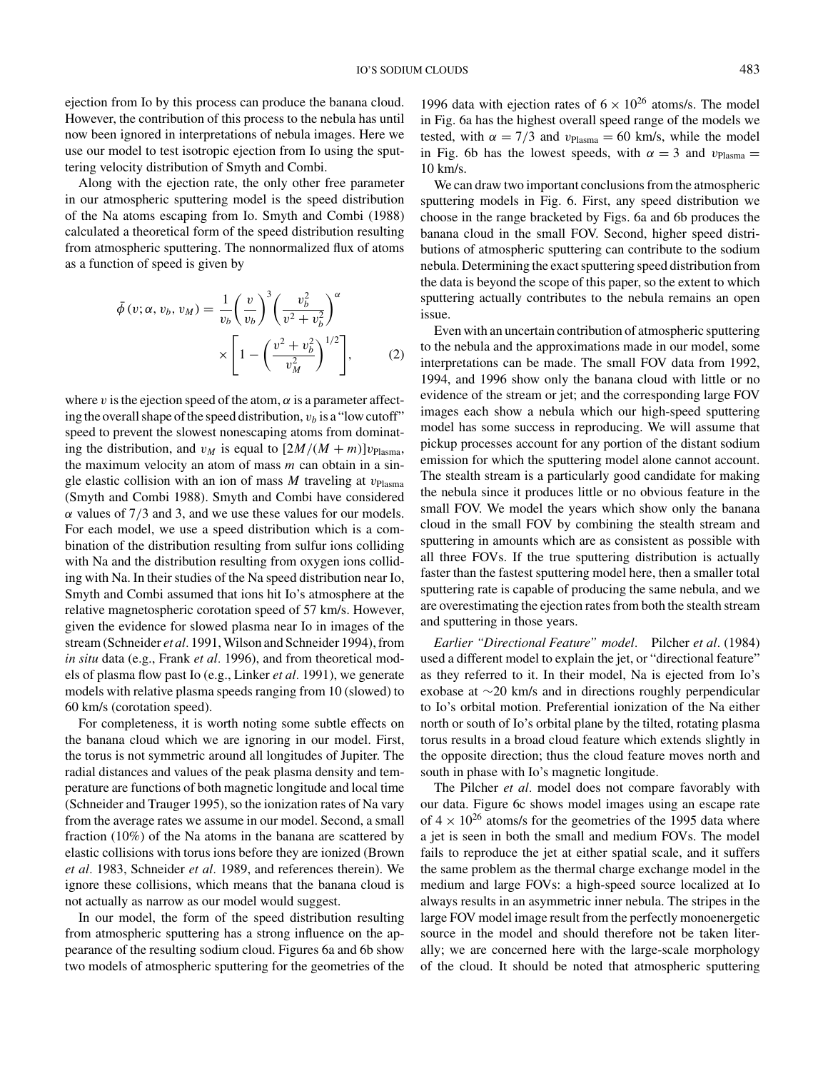ejection from Io by this process can produce the banana cloud. However, the contribution of this process to the nebula has until now been ignored in interpretations of nebula images. Here we use our model to test isotropic ejection from Io using the sputtering velocity distribution of Smyth and Combi.

Along with the ejection rate, the only other free parameter in our atmospheric sputtering model is the speed distribution of the Na atoms escaping from Io. Smyth and Combi (1988) calculated a theoretical form of the speed distribution resulting from atmospheric sputtering. The nonnormalized flux of atoms as a function of speed is given by

$$\bar{\phi}(v; \alpha, v_b, v_M) = \frac{1}{v_b}\left(\frac{v}{v_b}\right)^3 \left(\frac{v_b^2}{v^2 + v_b^2}\right)^\alpha \times \left[1 - \left(\frac{v^2 + v_b^2}{v_M^2}\right)^{1/2}\right], \tag{2}$$

where $v$ is the ejection speed of the atom, $\alpha$ is a parameter affecting the overall shape of the speed distribution, $v_b$ is a "low cutoff" speed to prevent the slowest nonescaping atoms from dominating the distribution, and $v_M$ is equal to $[2M/(M+m)]v_{\text{Plasma}}$, the maximum velocity an atom of mass $m$ can obtain in a single elastic collision with an ion of mass $M$ traveling at $v_{\text{Plasma}}$ (Smyth and Combi 1988). Smyth and Combi have considered $\alpha$ values of 7/3 and 3, and we use these values for our models. For each model, we use a speed distribution which is a combination of the distribution resulting from sulfur ions colliding with Na and the distribution resulting from oxygen ions colliding with Na. In their studies of the Na speed distribution near Io, Smyth and Combi assumed that ions hit Io's atmosphere at the relative magnetospheric corotation speed of 57 km/s. However, given the evidence for slowed plasma near Io in images of the stream (Schneider *et al.* 1991, Wilson and Schneider 1994), from *in situ* data (e.g., Frank *et al.* 1996), and from theoretical models of plasma flow past Io (e.g., Linker *et al.* 1991), we generate models with relative plasma speeds ranging from 10 (slowed) to 60 km/s (corotation speed).

For completeness, it is worth noting some subtle effects on the banana cloud which we are ignoring in our model. First, the torus is not symmetric around all longitudes of Jupiter. The radial distances and values of the peak plasma density and temperature are functions of both magnetic longitude and local time (Schneider and Trauger 1995), so the ionization rates of Na vary from the average rates we assume in our model. Second, a small fraction (10%) of the Na atoms in the banana are scattered by elastic collisions with torus ions before they are ionized (Brown *et al.* 1983, Schneider *et al.* 1989, and references therein). We ignore these collisions, which means that the banana cloud is not actually as narrow as our model would suggest.

In our model, the form of the speed distribution resulting from atmospheric sputtering has a strong influence on the appearance of the resulting sodium cloud. Figures 6a and 6b show two models of atmospheric sputtering for the geometries of the 1996 data with ejection rates of $6 \times 10^{26}$ atoms/s. The model in Fig. 6a has the highest overall speed range of the models we tested, with $\alpha = 7/3$ and $v_{\text{Plasma}} = 60$ km/s, while the model in Fig. 6b has the lowest speeds, with $\alpha = 3$ and $v_{\text{Plasma}} = 10$ km/s.

We can draw two important conclusions from the atmospheric sputtering models in Fig. 6. First, any speed distribution we choose in the range bracketed by Figs. 6a and 6b produces the banana cloud in the small FOV. Second, higher speed distributions of atmospheric sputtering can contribute to the sodium nebula. Determining the exact sputtering speed distribution from the data is beyond the scope of this paper, so the extent to which sputtering actually contributes to the nebula remains an open issue.

Even with an uncertain contribution of atmospheric sputtering to the nebula and the approximations made in our model, some interpretations can be made. The small FOV data from 1992, 1994, and 1996 show only the banana cloud with little or no evidence of the stream or jet; and the corresponding large FOV images each show a nebula which our high-speed sputtering model has some success in reproducing. We will assume that pickup processes account for any portion of the distant sodium emission for which the sputtering model alone cannot account. The stealth stream is a particularly good candidate for making the nebula since it produces little or no obvious feature in the small FOV. We model the years which show only the banana cloud in the small FOV by combining the stealth stream and sputtering in amounts which are as consistent as possible with all three FOVs. If the true sputtering distribution is actually faster than the fastest sputtering model here, then a smaller total sputtering rate is capable of producing the same nebula, and we are overestimating the ejection rates from both the stealth stream and sputtering in those years.

*Earlier "Directional Feature" model.* Pilcher *et al.* (1984) used a different model to explain the jet, or "directional feature" as they referred to it. In their model, Na is ejected from Io's exobase at ~20 km/s and in directions roughly perpendicular to Io's orbital motion. Preferential ionization of the Na either north or south of Io's orbital plane by the tilted, rotating plasma torus results in a broad cloud feature which extends slightly in the opposite direction; thus the cloud feature moves north and south in phase with Io's magnetic longitude.

The Pilcher *et al.* model does not compare favorably with our data. Figure 6c shows model images using an escape rate of $4 \times 10^{26}$ atoms/s for the geometries of the 1995 data where a jet is seen in both the small and medium FOVs. The model fails to reproduce the jet at either spatial scale, and it suffers the same problem as the thermal charge exchange model in the medium and large FOVs: a high-speed source localized at Io always results in an asymmetric inner nebula. The stripes in the large FOV model image result from the perfectly monoenergetic source in the model and should therefore not be taken literally; we are concerned here with the large-scale morphology of the cloud. It should be noted that atmospheric sputtering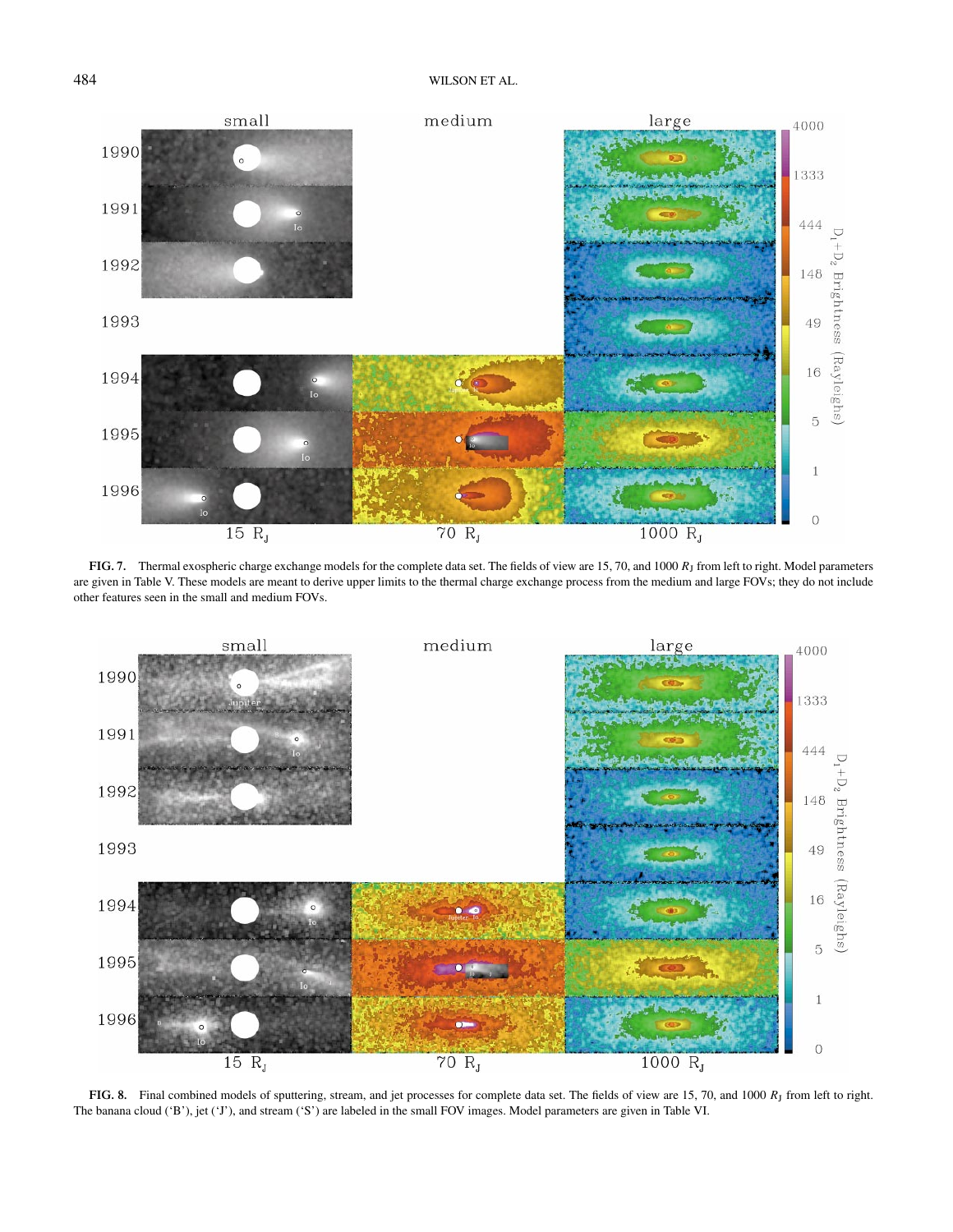**FIG. 7.** Thermal exospheric charge exchange models for the complete data set. The fields of view are 15, 70, and 1000 $R_J$ from left to right. Model parameters are given in Table V. These models are meant to derive upper limits to the thermal charge exchange process from the medium and large FOVs; they do not include other features seen in the small and medium FOVs.

**FIG. 8.** Final combined models of sputtering, stream, and jet processes for complete data set. The fields of view are 15, 70, and 1000 $R_J$ from left to right. The banana cloud ('B'), jet ('J'), and stream ('S') are labeled in the small FOV images. Model parameters are given in Table VI.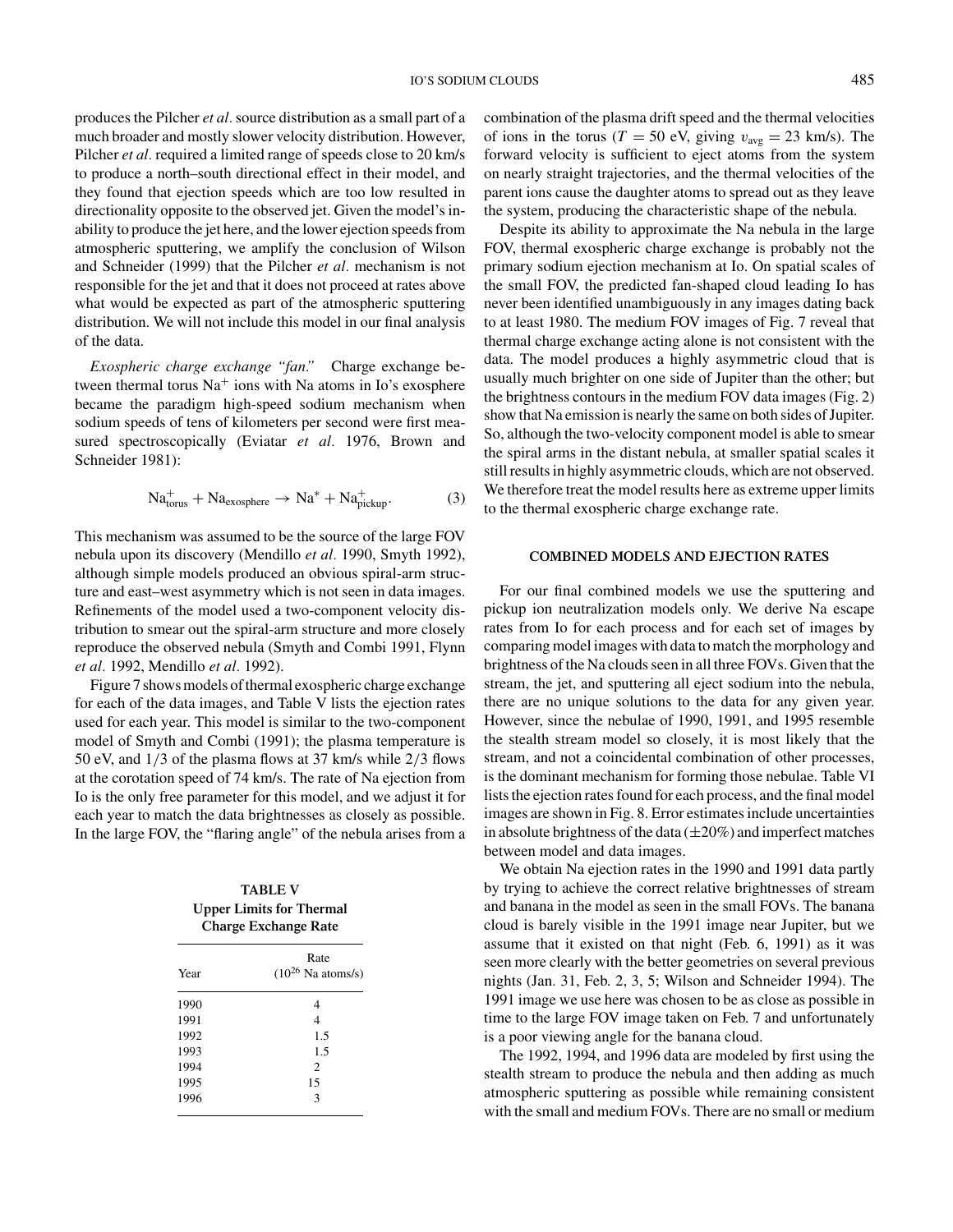produces the Pilcher *et al.* source distribution as a small part of a much broader and mostly slower velocity distribution. However, Pilcher *et al.* required a limited range of speeds close to 20 km/s to produce a north–south directional effect in their model, and they found that ejection speeds which are too low resulted in directionality opposite to the observed jet. Given the model's inability to produce the jet here, and the lower ejection speeds from atmospheric sputtering, we amplify the conclusion of Wilson and Schneider (1999) that the Pilcher *et al.* mechanism is not responsible for the jet and that it does not proceed at rates above what would be expected as part of the atmospheric sputtering distribution. We will not include this model in our final analysis of the data.

*Exospheric charge exchange "fan."* Charge exchange between thermal torus $Na^+$ ions with Na atoms in Io's exosphere became the paradigm high-speed sodium mechanism when sodium speeds of tens of kilometers per second were first measured spectroscopically (Eviatar *et al.* 1976, Brown and Schneider 1981):

$$Na^+_{\text{torus}} + Na_{\text{exosphere}} \rightarrow Na^* + Na^+_{\text{pickup}}. \quad (3)$$

This mechanism was assumed to be the source of the large FOV nebula upon its discovery (Mendillo *et al.* 1990, Smyth 1992), although simple models produced an obvious spiral-arm structure and east–west asymmetry which is not seen in data images. Refinements of the model used a two-component velocity distribution to smear out the spiral-arm structure and more closely reproduce the observed nebula (Smyth and Combi 1991, Flynn *et al.* 1992, Mendillo *et al.* 1992).

Figure 7 shows models of thermal exospheric charge exchange for each of the data images, and Table V lists the ejection rates used for each year. This model is similar to the two-component model of Smyth and Combi (1991); the plasma temperature is 50 eV, and 1/3 of the plasma flows at 37 km/s while 2/3 flows at the corotation speed of 74 km/s. The rate of Na ejection from Io is the only free parameter for this model, and we adjust it for each year to match the data brightnesses as closely as possible. In the large FOV, the "flaring angle" of the nebula arises from a combination of the plasma drift speed and the thermal velocities of ions in the torus ($T = 50$ eV, giving $v_{\text{avg}} = 23$ km/s). The forward velocity is sufficient to eject atoms from the system on nearly straight trajectories, and the thermal velocities of the parent ions cause the daughter atoms to spread out as they leave the system, producing the characteristic shape of the nebula.

**TABLE V**
**Upper Limits for Thermal Charge Exchange Rate**

| Year | Rate ($10^{26}$ Na atoms/s) |
|---|---|
| 1990 | 4 |
| 1991 | 4 |
| 1992 | 1.5 |
| 1993 | 1.5 |
| 1994 | 2 |
| 1995 | 15 |
| 1996 | 3 |

Despite its ability to approximate the Na nebula in the large FOV, thermal exospheric charge exchange is probably not the primary sodium ejection mechanism at Io. On spatial scales of the small FOV, the predicted fan-shaped cloud leading Io has never been identified unambiguously in any images dating back to at least 1980. The medium FOV images of Fig. 7 reveal that thermal charge exchange acting alone is not consistent with the data. The model produces a highly asymmetric cloud that is usually much brighter on one side of Jupiter than the other; but the brightness contours in the medium FOV data images (Fig. 2) show that Na emission is nearly the same on both sides of Jupiter. So, although the two-velocity component model is able to smear the spiral arms in the distant nebula, at smaller spatial scales it still results in highly asymmetric clouds, which are not observed. We therefore treat the model results here as extreme upper limits to the thermal exospheric charge exchange rate.

## COMBINED MODELS AND EJECTION RATES

For our final combined models we use the sputtering and pickup ion neutralization models only. We derive Na escape rates from Io for each process and for each set of images by comparing model images with data to match the morphology and brightness of the Na clouds seen in all three FOVs. Given that the stream, the jet, and sputtering all eject sodium into the nebula, there are no unique solutions to the data for any given year. However, since the nebulae of 1990, 1991, and 1995 resemble the stealth stream model so closely, it is most likely that the stream, and not a coincidental combination of other processes, is the dominant mechanism for forming those nebulae. Table VI lists the ejection rates found for each process, and the final model images are shown in Fig. 8. Error estimates include uncertainties in absolute brightness of the data (±20%) and imperfect matches between model and data images.

We obtain Na ejection rates in the 1990 and 1991 data partly by trying to achieve the correct relative brightnesses of stream and banana in the model as seen in the small FOVs. The banana cloud is barely visible in the 1991 image near Jupiter, but we assume that it existed on that night (Feb. 6, 1991) as it was seen more clearly with the better geometries on several previous nights (Jan. 31, Feb. 2, 3, 5; Wilson and Schneider 1994). The 1991 image we use here was chosen to be as close as possible in time to the large FOV image taken on Feb. 7 and unfortunately is a poor viewing angle for the banana cloud.

The 1992, 1994, and 1996 data are modeled by first using the stealth stream to produce the nebula and then adding as much atmospheric sputtering as possible while remaining consistent with the small and medium FOVs. There are no small or medium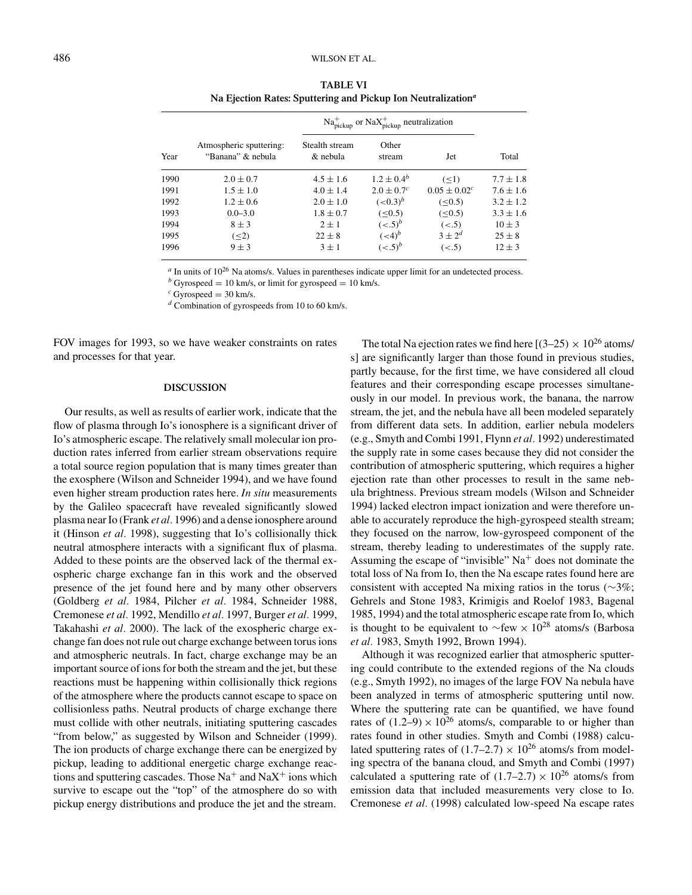**TABLE VI**
**Na Ejection Rates: Sputtering and Pickup Ion Neutralization[a]**

| Year | Atmospheric sputtering: "Banana" & nebula | $Na^+_{pickup}$ or $NaX^+_{pickup}$ neutralization | | | Total |
|---|---|---|---|---|---|
| | | Stealth stream & nebula | Other stream | Jet | |
| 1990 | $2.0 \pm 0.7$ | $4.5 \pm 1.6$ | $1.2 \pm 0.4$[b] | $(\leq 1)$ | $7.7 \pm 1.8$ |
| 1991 | $1.5 \pm 1.0$ | $4.0 \pm 1.4$ | $2.0 \pm 0.7$[c] | $0.05 \pm 0.02$[c] | $7.6 \pm 1.6$ |
| 1992 | $1.2 \pm 0.6$ | $2.0 \pm 1.0$ | $(<0.3)$[b] | $(\leq 0.5)$ | $3.2 \pm 1.2$ |
| 1993 | 0.0–3.0 | $1.8 \pm 0.7$ | $(\leq 0.5)$ | $(\leq 0.5)$ | $3.3 \pm 1.6$ |
| 1994 | $8 \pm 3$ | $2 \pm 1$ | $(<.5)$[b] | $(<.5)$ | $10 \pm 3$ |
| 1995 | $(\leq 2)$ | $22 \pm 8$ | $(<4)$[b] | $3 \pm 2$[d] | $25 \pm 8$ |
| 1996 | $9 \pm 3$ | $3 \pm 1$ | $(<.5)$[b] | $(<.5)$ | $12 \pm 3$ |

[a] In units of $10^{26}$ Na atoms/s. Values in parentheses indicate upper limit for an undetected process.
[b] Gyrospeed = 10 km/s, or limit for gyrospeed = 10 km/s.
[c] Gyrospeed = 30 km/s.
[d] Combination of gyrospeeds from 10 to 60 km/s.

FOV images for 1993, so we have weaker constraints on rates and processes for that year.

## DISCUSSION

Our results, as well as results of earlier work, indicate that the flow of plasma through Io's ionosphere is a significant driver of Io's atmospheric escape. The relatively small molecular ion production rates inferred from earlier stream observations require a total source region population that is many times greater than the exosphere (Wilson and Schneider 1994), and we have found even higher stream production rates here. *In situ* measurements by the Galileo spacecraft have revealed significantly slowed plasma near Io (Frank *et al.* 1996) and a dense ionosphere around it (Hinson *et al.* 1998), suggesting that Io's collisionally thick neutral atmosphere interacts with a significant flux of plasma. Added to these points are the observed lack of the thermal exospheric charge exchange fan in this work and the observed presence of the jet found here and by many other observers (Goldberg *et al.* 1984, Pilcher *et al.* 1984, Schneider 1988, Cremonese *et al.* 1992, Mendillo *et al.* 1997, Burger *et al.* 1999, Takahashi *et al.* 2000). The lack of the exospheric charge exchange fan does not rule out charge exchange between torus ions and atmospheric neutrals. In fact, charge exchange may be an important source of ions for both the stream and the jet, but these reactions must be happening within collisionally thick regions of the atmosphere where the products cannot escape to space on collisionless paths. Neutral products of charge exchange there must collide with other neutrals, initiating sputtering cascades "from below," as suggested by Wilson and Schneider (1999). The ion products of charge exchange there can be energized by pickup, leading to additional energetic charge exchange reactions and sputtering cascades. Those $Na^+$ and $NaX^+$ ions which survive to escape out the "top" of the atmosphere do so with pickup energy distributions and produce the jet and the stream.

The total Na ejection rates we find here [$(3–25) \times 10^{26}$ atoms/s] are significantly larger than those found in previous studies, partly because, for the first time, we have considered all cloud features and their corresponding escape processes simultaneously in our model. In previous work, the banana, the narrow stream, the jet, and the nebula have all been modeled separately from different data sets. In addition, earlier nebula modelers (e.g., Smyth and Combi 1991, Flynn *et al.* 1992) underestimated the supply rate in some cases because they did not consider the contribution of atmospheric sputtering, which requires a higher ejection rate than other processes to result in the same nebula brightness. Previous stream models (Wilson and Schneider 1994) lacked electron impact ionization and were therefore unable to accurately reproduce the high-gyrospeed stealth stream; they focused on the narrow, low-gyrospeed component of the stream, thereby leading to underestimates of the supply rate. Assuming the escape of "invisible" $Na^+$ does not dominate the total loss of Na from Io, then the Na escape rates found here are consistent with accepted Na mixing ratios in the torus (~3%; Gehrels and Stone 1983, Krimigis and Roelof 1983, Bagenal 1985, 1994) and the total atmospheric escape rate from Io, which is thought to be equivalent to ~few $\times 10^{28}$ atoms/s (Barbosa *et al.* 1983, Smyth 1992, Brown 1994).

Although it was recognized earlier that atmospheric sputtering could contribute to the extended regions of the Na clouds (e.g., Smyth 1992), no images of the large FOV Na nebula have been analyzed in terms of atmospheric sputtering until now. Where the sputtering rate can be quantified, we have found rates of $(1.2–9) \times 10^{26}$ atoms/s, comparable to or higher than rates found in other studies. Smyth and Combi (1988) calculated sputtering rates of $(1.7–2.7) \times 10^{26}$ atoms/s from modeling spectra of the banana cloud, and Smyth and Combi (1997) calculated a sputtering rate of $(1.7–2.7) \times 10^{26}$ atoms/s from emission data that included measurements very close to Io. Cremonese *et al.* (1998) calculated low-speed Na escape rates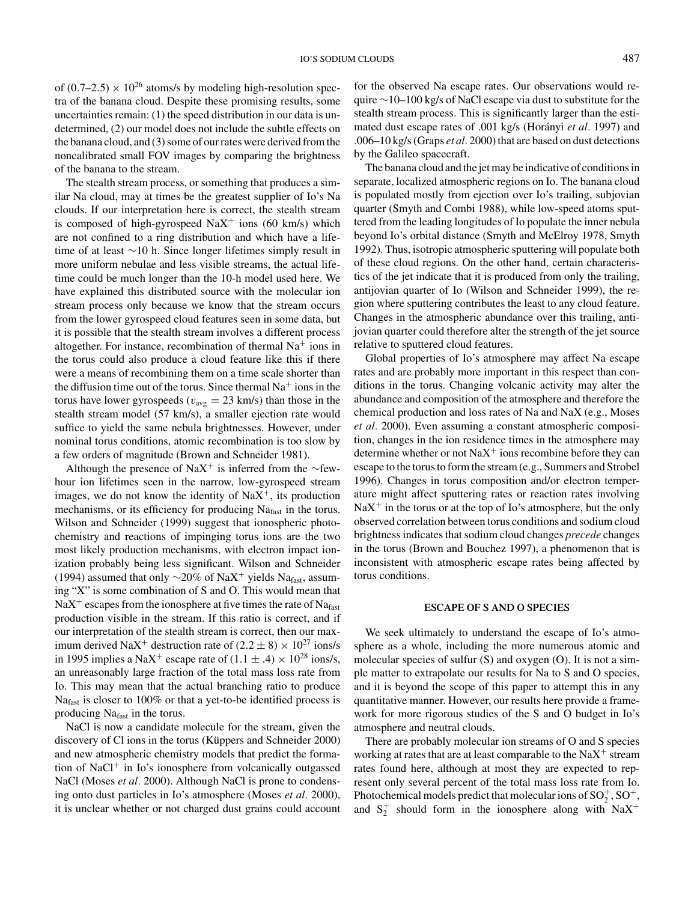of $(0.7–2.5) \times 10^{26}$ atoms/s by modeling high-resolution spectra of the banana cloud. Despite these promising results, some uncertainties remain: (1) the speed distribution in our data is undetermined, (2) our model does not include the subtle effects on the banana cloud, and (3) some of our rates were derived from the noncalibrated small FOV images by comparing the brightness of the banana to the stream.

The stealth stream process, or something that produces a similar Na cloud, may at times be the greatest supplier of Io's Na clouds. If our interpretation here is correct, the stealth stream is composed of high-gyrospeed $NaX^+$ ions (60 km/s) which are not confined to a ring distribution and which have a lifetime of at least ∼10 h. Since longer lifetimes simply result in more uniform nebulae and less visible streams, the actual lifetime could be much longer than the 10-h model used here. We have explained this distributed source with the molecular ion stream process only because we know that the stream occurs from the lower gyrospeed cloud features seen in some data, but it is possible that the stealth stream involves a different process altogether. For instance, recombination of thermal $Na^+$ ions in the torus could also produce a cloud feature like this if there were a means of recombining them on a time scale shorter than the diffusion time out of the torus. Since thermal $Na^+$ ions in the torus have lower gyrospeeds ($v_{avg} = 23$ km/s) than those in the stealth stream model (57 km/s), a smaller ejection rate would suffice to yield the same nebula brightnesses. However, under nominal torus conditions, atomic recombination is too slow by a few orders of magnitude (Brown and Schneider 1981).

Although the presence of $NaX^+$ is inferred from the ∼few-hour ion lifetimes seen in the narrow, low-gyrospeed stream images, we do not know the identity of $NaX^+$, its production mechanisms, or its efficiency for producing $Na_{fast}$ in the torus. Wilson and Schneider (1999) suggest that ionospheric photochemistry and reactions of impinging torus ions are the two most likely production mechanisms, with electron impact ionization probably being less significant. Wilson and Schneider (1994) assumed that only ∼20% of $NaX^+$ yields $Na_{fast}$, assuming "X" is some combination of S and O. This would mean that $NaX^+$ escapes from the ionosphere at five times the rate of $Na_{fast}$ production visible in the stream. If this ratio is correct, and if our interpretation of the stealth stream is correct, then our maximum derived $NaX^+$ destruction rate of $(2.2 \pm 8) \times 10^{27}$ ions/s in 1995 implies a $NaX^+$ escape rate of $(1.1 \pm .4) \times 10^{28}$ ions/s, an unreasonably large fraction of the total mass loss rate from Io. This may mean that the actual branching ratio to produce $Na_{fast}$ is closer to 100% or that a yet-to-be identified process is producing $Na_{fast}$ in the torus.

NaCl is now a candidate molecule for the stream, given the discovery of Cl ions in the torus (Küppers and Schneider 2000) and new atmospheric chemistry models that predict the formation of $NaCl^+$ in Io's ionosphere from volcanically outgassed NaCl (Moses *et al.* 2000). Although NaCl is prone to condensing onto dust particles in Io's atmosphere (Moses *et al.* 2000), it is unclear whether or not charged dust grains could account for the observed Na escape rates. Our observations would require ∼10–100 kg/s of NaCl escape via dust to substitute for the stealth stream process. This is significantly larger than the estimated dust escape rates of .001 kg/s (Horányi *et al.* 1997) and .006–10 kg/s (Graps *et al.* 2000) that are based on dust detections by the Galileo spacecraft.

The banana cloud and the jet may be indicative of conditions in separate, localized atmospheric regions on Io. The banana cloud is populated mostly from ejection over Io's trailing, subjovian quarter (Smyth and Combi 1988), while low-speed atoms sputtered from the leading longitudes of Io populate the inner nebula beyond Io's orbital distance (Smyth and McElroy 1978, Smyth 1992). Thus, isotropic atmospheric sputtering will populate both of these cloud regions. On the other hand, certain characteristics of the jet indicate that it is produced from only the trailing, antijovian quarter of Io (Wilson and Schneider 1999), the region where sputtering contributes the least to any cloud feature. Changes in the atmospheric abundance over this trailing, antijovian quarter could therefore alter the strength of the jet source relative to sputtered cloud features.

Global properties of Io's atmosphere may affect Na escape rates and are probably more important in this respect than conditions in the torus. Changing volcanic activity may alter the abundance and composition of the atmosphere and therefore the chemical production and loss rates of Na and NaX (e.g., Moses *et al.* 2000). Even assuming a constant atmospheric composition, changes in the ion residence times in the atmosphere may determine whether or not $NaX^+$ ions recombine before they can escape to the torus to form the stream (e.g., Summers and Strobel 1996). Changes in torus composition and/or electron temperature might affect sputtering rates or reaction rates involving $NaX^+$ in the torus or at the top of Io's atmosphere, but the only observed correlation between torus conditions and sodium cloud brightness indicates that sodium cloud changes *precede* changes in the torus (Brown and Bouchez 1997), a phenomenon that is inconsistent with atmospheric escape rates being affected by torus conditions.

## ESCAPE OF S AND O SPECIES

We seek ultimately to understand the escape of Io's atmosphere as a whole, including the more numerous atomic and molecular species of sulfur (S) and oxygen (O). It is not a simple matter to extrapolate our results for Na to S and O species, and it is beyond the scope of this paper to attempt this in any quantitative manner. However, our results here provide a framework for more rigorous studies of the S and O budget in Io's atmosphere and neutral clouds.

There are probably molecular ion streams of O and S species working at rates that are at least comparable to the $NaX^+$ stream rates found here, although at most they are expected to represent only several percent of the total mass loss rate from Io. Photochemical models predict that molecular ions of $SO_2^+$, $SO^+$, and $S_2^+$ should form in the ionosphere along with $NaX^+$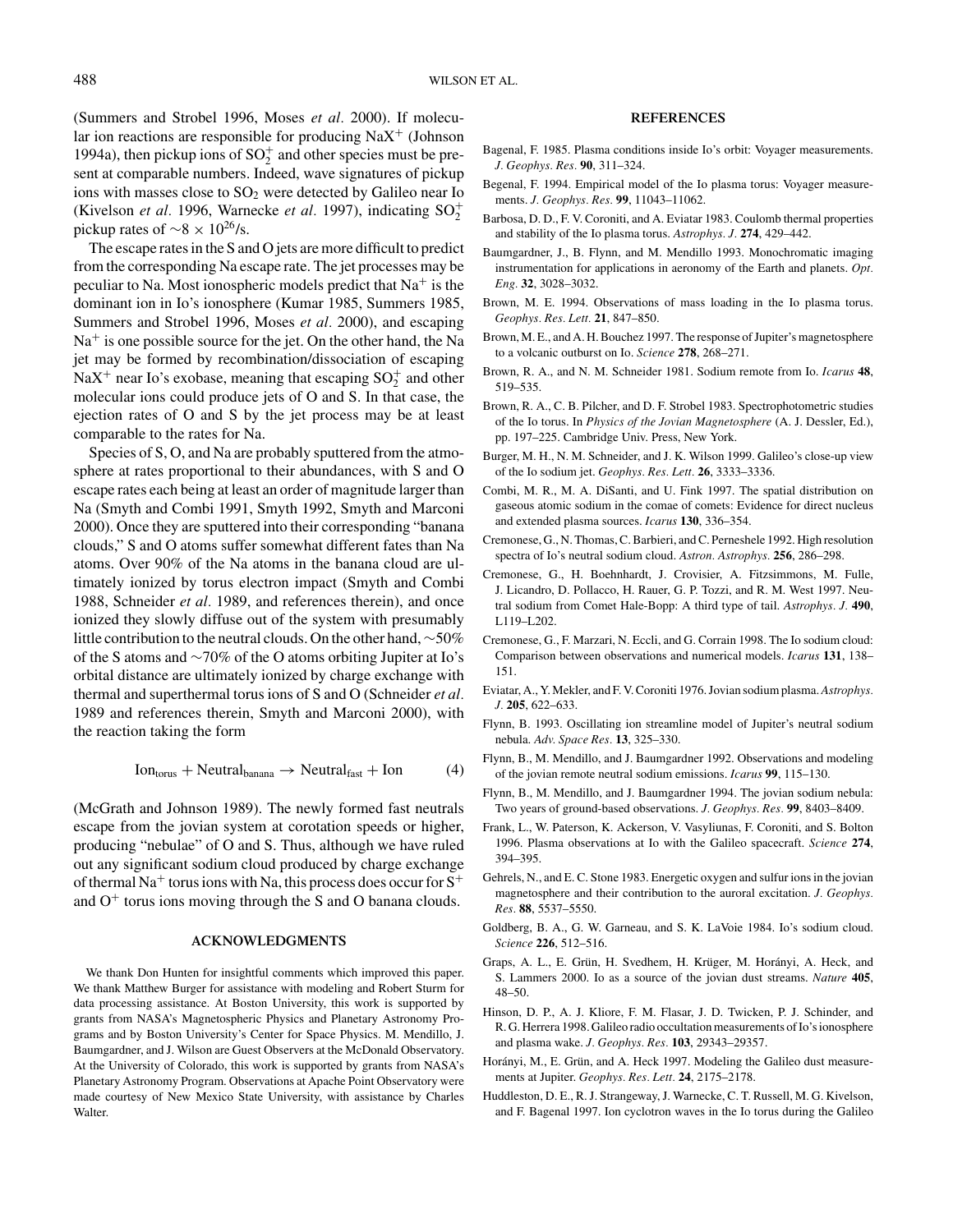(Summers and Strobel 1996, Moses *et al.* 2000). If molecular ion reactions are responsible for producing $NaX^+$ (Johnson 1994a), then pickup ions of $SO_2^+$ and other species must be present at comparable numbers. Indeed, wave signatures of pickup ions with masses close to $SO_2$ were detected by Galileo near Io (Kivelson *et al.* 1996, Warnecke *et al.* 1997), indicating $SO_2^+$ pickup rates of $\sim 8 \times 10^{26}$/s.

The escape rates in the S and O jets are more difficult to predict from the corresponding Na escape rate. The jet processes may be peculiar to Na. Most ionospheric models predict that $Na^+$ is the dominant ion in Io's ionosphere (Kumar 1985, Summers 1985, Summers and Strobel 1996, Moses *et al.* 2000), and escaping $Na^+$ is one possible source for the jet. On the other hand, the Na jet may be formed by recombination/dissociation of escaping $NaX^+$ near Io's exobase, meaning that escaping $SO_2^+$ and other molecular ions could produce jets of O and S. In that case, the ejection rates of O and S by the jet process may be at least comparable to the rates for Na.

Species of S, O, and Na are probably sputtered from the atmosphere at rates proportional to their abundances, with S and O escape rates each being at least an order of magnitude larger than Na (Smyth and Combi 1991, Smyth 1992, Smyth and Marconi 2000). Once they are sputtered into their corresponding "banana clouds," S and O atoms suffer somewhat different fates than Na atoms. Over 90% of the Na atoms in the banana cloud are ultimately ionized by torus electron impact (Smyth and Combi 1988, Schneider *et al.* 1989, and references therein), and once ionized they slowly diffuse out of the system with presumably little contribution to the neutral clouds. On the other hand, ∼50% of the S atoms and ∼70% of the O atoms orbiting Jupiter at Io's orbital distance are ultimately ionized by charge exchange with thermal and superthermal torus ions of S and O (Schneider *et al.* 1989 and references therein, Smyth and Marconi 2000), with the reaction taking the form

$$\mathrm{Ion}_{\mathrm{torus}} + \mathrm{Neutral}_{\mathrm{banana}} \rightarrow \mathrm{Neutral}_{\mathrm{fast}} + \mathrm{Ion} \qquad (4)$$

(McGrath and Johnson 1989). The newly formed fast neutrals escape from the jovian system at corotation speeds or higher, producing "nebulae" of O and S. Thus, although we have ruled out any significant sodium cloud produced by charge exchange of thermal $Na^+$ torus ions with Na, this process does occur for $S^+$ and $O^+$ torus ions moving through the S and O banana clouds.

## ACKNOWLEDGMENTS

We thank Don Hunten for insightful comments which improved this paper. We thank Matthew Burger for assistance with modeling and Robert Sturm for data processing assistance. At Boston University, this work is supported by grants from NASA's Magnetospheric Physics and Planetary Astronomy Programs and by Boston University's Center for Space Physics. M. Mendillo, J. Baumgardner, and J. Wilson are Guest Observers at the McDonald Observatory. At the University of Colorado, this work is supported by grants from NASA's Planetary Astronomy Program. Observations at Apache Point Observatory were made courtesy of New Mexico State University, with assistance by Charles Walter.

## REFERENCES

Bagenal, F. 1985. Plasma conditions inside Io's orbit: Voyager measurements. *J. Geophys. Res.* **90**, 311–324.

Bagenal, F. 1994. Empirical model of the Io plasma torus: Voyager measurements. *J. Geophys. Res.* **99**, 11043–11062.

Barbosa, D. D., F. V. Coroniti, and A. Eviatar 1983. Coulomb thermal properties and stability of the Io plasma torus. *Astrophys. J.* **274**, 429–442.

Baumgardner, J., B. Flynn, and M. Mendillo 1993. Monochromatic imaging instrumentation for applications in aeronomy of the Earth and planets. *Opt. Eng.* **32**, 3028–3032.

Brown, M. E. 1994. Observations of mass loading in the Io plasma torus. *Geophys. Res. Lett.* **21**, 847–850.

Brown, M. E., and A. H. Bouchez 1997. The response of Jupiter's magnetosphere to a volcanic outburst on Io. *Science* **278**, 268–271.

Brown, R. A., and N. M. Schneider 1981. Sodium remote from Io. *Icarus* **48**, 519–535.

Brown, R. A., C. B. Pilcher, and D. F. Strobel 1983. Spectrophotometric studies of the Io torus. In *Physics of the Jovian Magnetosphere* (A. J. Dessler, Ed.), pp. 197–225. Cambridge Univ. Press, New York.

Burger, M. H., N. M. Schneider, and J. K. Wilson 1999. Galileo's close-up view of the Io sodium jet. *Geophys. Res. Lett.* **26**, 3333–3336.

Combi, M. R., M. A. DiSanti, and U. Fink 1997. The spatial distribution on gaseous atomic sodium in the comae of comets: Evidence for direct nucleus and extended plasma sources. *Icarus* **130**, 336–354.

Cremonese, G., N. Thomas, C. Barbieri, and C. Perneshele 1992. High resolution spectra of Io's neutral sodium cloud. *Astron. Astrophys.* **256**, 286–298.

Cremonese, G., H. Boehnhardt, J. Crovisier, A. Fitzsimmons, M. Fulle, J. Licandro, D. Pollacco, H. Rauer, G. P. Tozzi, and R. M. West 1997. Neutral sodium from Comet Hale-Bopp: A third type of tail. *Astrophys. J.* **490**, L119–L202.

Cremonese, G., F. Marzari, N. Eccli, and G. Corrain 1998. The Io sodium cloud: Comparison between observations and numerical models. *Icarus* **131**, 138–151.

Eviatar, A., Y. Mekler, and F. V. Coroniti 1976. Jovian sodium plasma. *Astrophys. J.* **205**, 622–633.

Flynn, B. 1993. Oscillating ion streamline model of Jupiter's neutral sodium nebula. *Adv. Space Res.* **13**, 325–330.

Flynn, B., M. Mendillo, and J. Baumgardner 1992. Observations and modeling of the jovian remote neutral sodium emissions. *Icarus* **99**, 115–130.

Flynn, B., M. Mendillo, and J. Baumgardner 1994. The jovian sodium nebula: Two years of ground-based observations. *J. Geophys. Res.* **99**, 8403–8409.

Frank, L., W. Paterson, K. Ackerson, V. Vasyliunas, F. Coroniti, and S. Bolton 1996. Plasma observations at Io with the Galileo spacecraft. *Science* **274**, 394–395.

Gehrels, N., and E. C. Stone 1983. Energetic oxygen and sulfur ions in the jovian magnetosphere and their contribution to the auroral excitation. *J. Geophys. Res.* **88**, 5537–5550.

Goldberg, B. A., G. W. Garneau, and S. K. LaVoie 1984. Io's sodium cloud. *Science* **226**, 512–516.

Graps, A. L., E. Grün, H. Svedhem, H. Krüger, M. Horányi, A. Heck, and S. Lammers 2000. Io as a source of the jovian dust streams. *Nature* **405**, 48–50.

Hinson, D. P., A. J. Kliore, F. M. Flasar, J. D. Twicken, P. J. Schinder, and R. G. Herrera 1998. Galileo radio occultation measurements of Io's ionosphere and plasma wake. *J. Geophys. Res.* **103**, 29343–29357.

Horányi, M., E. Grün, and A. Heck 1997. Modeling the Galileo dust measurements at Jupiter. *Geophys. Res. Lett.* **24**, 2175–2178.

Huddleston, D. E., R. J. Strangeway, J. Warnecke, C. T. Russell, M. G. Kivelson, and F. Bagenal 1997. Ion cyclotron waves in the Io torus during the Galileo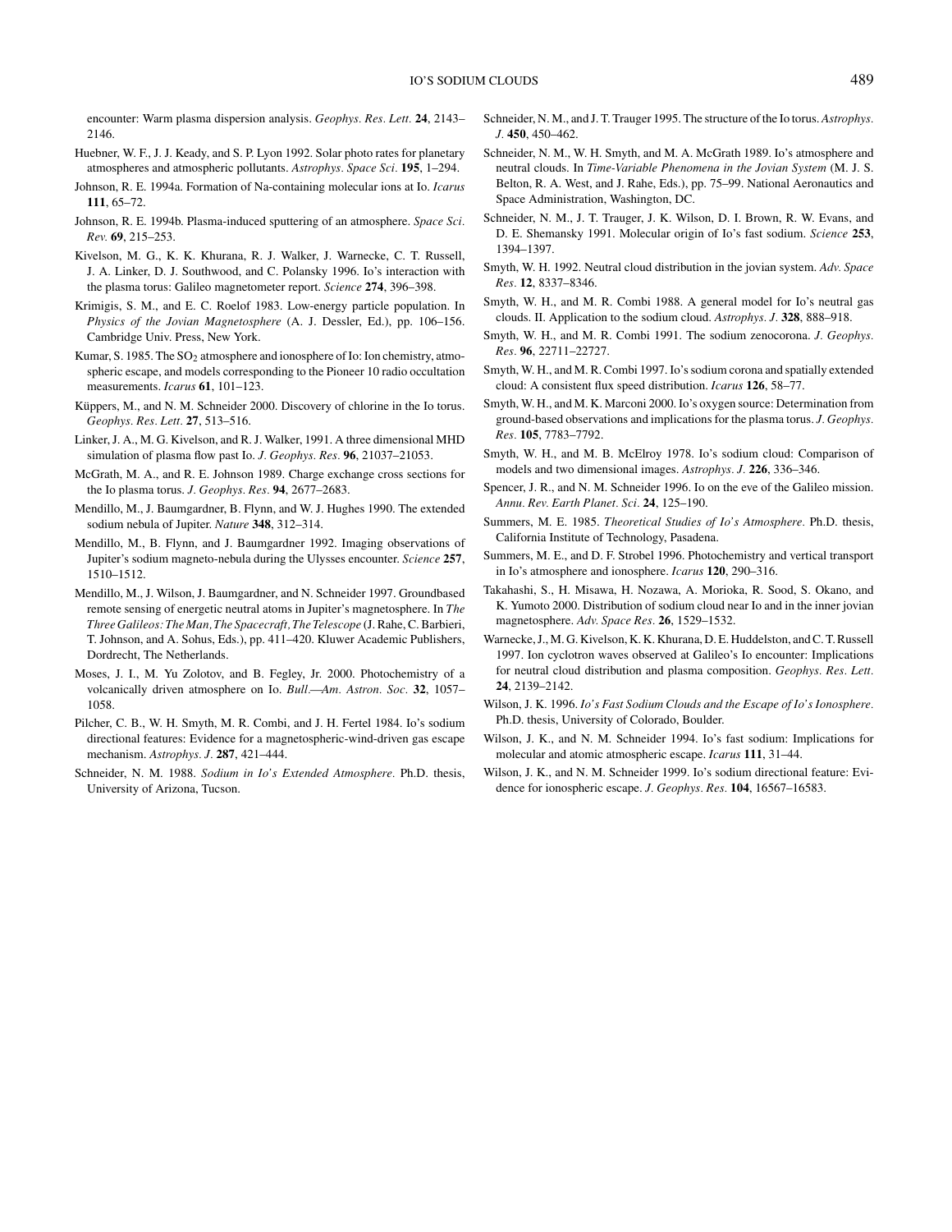encounter: Warm plasma dispersion analysis. *Geophys. Res. Lett.* **24**, 2143–2146.

Huebner, W. F., J. J. Keady, and S. P. Lyon 1992. Solar photo rates for planetary atmospheres and atmospheric pollutants. *Astrophys. Space Sci.* **195**, 1–294.

Johnson, R. E. 1994a. Formation of Na-containing molecular ions at Io. *Icarus* **111**, 65–72.

Johnson, R. E. 1994b. Plasma-induced sputtering of an atmosphere. *Space Sci. Rev.* **69**, 215–253.

Kivelson, M. G., K. K. Khurana, R. J. Walker, J. Warnecke, C. T. Russell, J. A. Linker, D. J. Southwood, and C. Polansky 1996. Io's interaction with the plasma torus: Galileo magnetometer report. *Science* **274**, 396–398.

Krimigis, S. M., and E. C. Roelof 1983. Low-energy particle population. In *Physics of the Jovian Magnetosphere* (A. J. Dessler, Ed.), pp. 106–156. Cambridge Univ. Press, New York.

Kumar, S. 1985. The $SO_2$ atmosphere and ionosphere of Io: Ion chemistry, atmospheric escape, and models corresponding to the Pioneer 10 radio occultation measurements. *Icarus* **61**, 101–123.

Küppers, M., and N. M. Schneider 2000. Discovery of chlorine in the Io torus. *Geophys. Res. Lett.* **27**, 513–516.

Linker, J. A., M. G. Kivelson, and R. J. Walker, 1991. A three dimensional MHD simulation of plasma flow past Io. *J. Geophys. Res.* **96**, 21037–21053.

McGrath, M. A., and R. E. Johnson 1989. Charge exchange cross sections for the Io plasma torus. *J. Geophys. Res.* **94**, 2677–2683.

Mendillo, M., J. Baumgardner, B. Flynn, and W. J. Hughes 1990. The extended sodium nebula of Jupiter. *Nature* **348**, 312–314.

Mendillo, M., B. Flynn, and J. Baumgardner 1992. Imaging observations of Jupiter's sodium magneto-nebula during the Ulysses encounter. *Science* **257**, 1510–1512.

Mendillo, M., J. Wilson, J. Baumgardner, and N. Schneider 1997. Groundbased remote sensing of energetic neutral atoms in Jupiter's magnetosphere. In *The Three Galileos: The Man, The Spacecraft, The Telescope* (J. Rahe, C. Barbieri, T. Johnson, and A. Sohus, Eds.), pp. 411–420. Kluwer Academic Publishers, Dordrecht, The Netherlands.

Moses, J. I., M. Yu Zolotov, and B. Fegley, Jr. 2000. Photochemistry of a volcanically driven atmosphere on Io. *Bull.—Am. Astron. Soc.* **32**, 1057–1058.

Pilcher, C. B., W. H. Smyth, M. R. Combi, and J. H. Fertel 1984. Io's sodium directional features: Evidence for a magnetospheric-wind-driven gas escape mechanism. *Astrophys. J.* **287**, 421–444.

Schneider, N. M. 1988. *Sodium in Io's Extended Atmosphere.* Ph.D. thesis, University of Arizona, Tucson.

Schneider, N. M., and J. T. Trauger 1995. The structure of the Io torus. *Astrophys. J.* **450**, 450–462.

Schneider, N. M., W. H. Smyth, and M. A. McGrath 1989. Io's atmosphere and neutral clouds. In *Time-Variable Phenomena in the Jovian System* (M. J. S. Belton, R. A. West, and J. Rahe, Eds.), pp. 75–99. National Aeronautics and Space Administration, Washington, DC.

Schneider, N. M., J. T. Trauger, J. K. Wilson, D. I. Brown, R. W. Evans, and D. E. Shemansky 1991. Molecular origin of Io's fast sodium. *Science* **253**, 1394–1397.

Smyth, W. H. 1992. Neutral cloud distribution in the jovian system. *Adv. Space Res.* **12**, 8337–8346.

Smyth, W. H., and M. R. Combi 1988. A general model for Io's neutral gas clouds. II. Application to the sodium cloud. *Astrophys. J.* **328**, 888–918.

Smyth, W. H., and M. R. Combi 1991. The sodium zenocorona. *J. Geophys. Res.* **96**, 22711–22727.

Smyth, W. H., and M. R. Combi 1997. Io's sodium corona and spatially extended cloud: A consistent flux speed distribution. *Icarus* **126**, 58–77.

Smyth, W. H., and M. K. Marconi 2000. Io's oxygen source: Determination from ground-based observations and implications for the plasma torus. *J. Geophys. Res.* **105**, 7783–7792.

Smyth, W. H., and M. B. McElroy 1978. Io's sodium cloud: Comparison of models and two dimensional images. *Astrophys. J.* **226**, 336–346.

Spencer, J. R., and N. M. Schneider 1996. Io on the eve of the Galileo mission. *Annu. Rev. Earth Planet. Sci.* **24**, 125–190.

Summers, M. E. 1985. *Theoretical Studies of Io's Atmosphere.* Ph.D. thesis, California Institute of Technology, Pasadena.

Summers, M. E., and D. F. Strobel 1996. Photochemistry and vertical transport in Io's atmosphere and ionosphere. *Icarus* **120**, 290–316.

Takahashi, S., H. Misawa, H. Nozawa, A. Morioka, R. Sood, S. Okano, and K. Yumoto 2000. Distribution of sodium cloud near Io and in the inner jovian magnetosphere. *Adv. Space Res.* **26**, 1529–1532.

Warnecke, J., M. G. Kivelson, K. K. Khurana, D. E. Huddelston, and C. T. Russell 1997. Ion cyclotron waves observed at Galileo's Io encounter: Implications for neutral cloud distribution and plasma composition. *Geophys. Res. Lett.* **24**, 2139–2142.

Wilson, J. K. 1996. *Io's Fast Sodium Clouds and the Escape of Io's Ionosphere.* Ph.D. thesis, University of Colorado, Boulder.

Wilson, J. K., and N. M. Schneider 1994. Io's fast sodium: Implications for molecular and atomic atmospheric escape. *Icarus* **111**, 31–44.

Wilson, J. K., and N. M. Schneider 1999. Io's sodium directional feature: Evidence for ionospheric escape. *J. Geophys. Res.* **104**, 16567–16583.